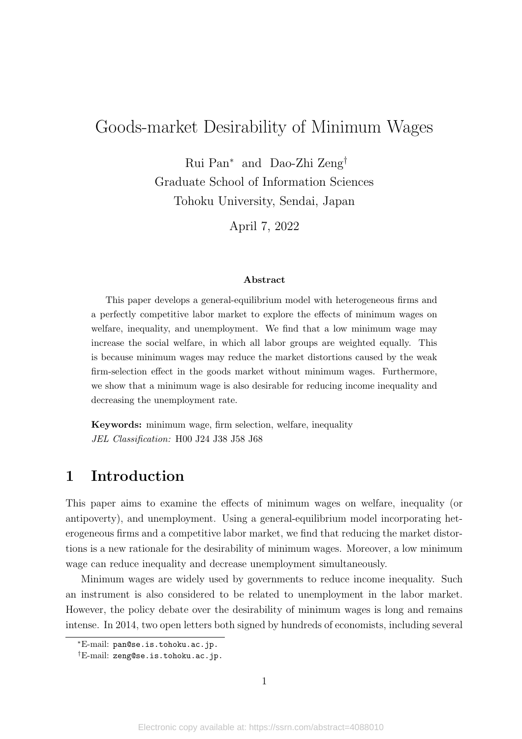# Goods-market Desirability of Minimum Wages

Rui Pan[*] and Dao-Zhi Zeng[†]
Graduate School of Information Sciences
Tohoku University, Sendai, Japan

April 7, 2022

### Abstract

This paper develops a general-equilibrium model with heterogeneous firms and a perfectly competitive labor market to explore the effects of minimum wages on welfare, inequality, and unemployment. We find that a low minimum wage may increase the social welfare, in which all labor groups are weighted equally. This is because minimum wages may reduce the market distortions caused by the weak firm-selection effect in the goods market without minimum wages. Furthermore, we show that a minimum wage is also desirable for reducing income inequality and decreasing the unemployment rate.

**Keywords:** minimum wage, firm selection, welfare, inequality
*JEL Classification:* H00 J24 J38 J58 J68

## 1 Introduction

This paper aims to examine the effects of minimum wages on welfare, inequality (or antipoverty), and unemployment. Using a general-equilibrium model incorporating heterogeneous firms and a competitive labor market, we find that reducing the market distortions is a new rationale for the desirability of minimum wages. Moreover, a low minimum wage can reduce inequality and decrease unemployment simultaneously.

Minimum wages are widely used by governments to reduce income inequality. Such an instrument is also considered to be related to unemployment in the labor market. However, the policy debate over the desirability of minimum wages is long and remains intense. In 2014, two open letters both signed by hundreds of economists, including several

[*]E-mail: pan@se.is.tohoku.ac.jp.
[†]E-mail: zeng@se.is.tohoku.ac.jp.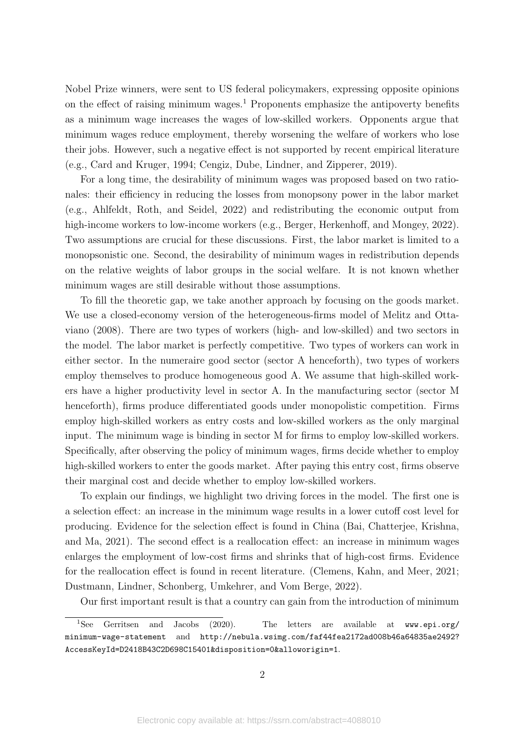Nobel Prize winners, were sent to US federal policymakers, expressing opposite opinions on the effect of raising minimum wages.[1] Proponents emphasize the antipoverty benefits as a minimum wage increases the wages of low-skilled workers. Opponents argue that minimum wages reduce employment, thereby worsening the welfare of workers who lose their jobs. However, such a negative effect is not supported by recent empirical literature (e.g., Card and Kruger, 1994; Cengiz, Dube, Lindner, and Zipperer, 2019).

For a long time, the desirability of minimum wages was proposed based on two rationales: their efficiency in reducing the losses from monopsony power in the labor market (e.g., Ahlfeldt, Roth, and Seidel, 2022) and redistributing the economic output from high-income workers to low-income workers (e.g., Berger, Herkenhoff, and Mongey, 2022). Two assumptions are crucial for these discussions. First, the labor market is limited to a monopsonistic one. Second, the desirability of minimum wages in redistribution depends on the relative weights of labor groups in the social welfare. It is not known whether minimum wages are still desirable without those assumptions.

To fill the theoretic gap, we take another approach by focusing on the goods market. We use a closed-economy version of the heterogeneous-firms model of Melitz and Ottaviano (2008). There are two types of workers (high- and low-skilled) and two sectors in the model. The labor market is perfectly competitive. Two types of workers can work in either sector. In the numeraire good sector (sector A henceforth), two types of workers employ themselves to produce homogeneous good A. We assume that high-skilled workers have a higher productivity level in sector A. In the manufacturing sector (sector M henceforth), firms produce differentiated goods under monopolistic competition. Firms employ high-skilled workers as entry costs and low-skilled workers as the only marginal input. The minimum wage is binding in sector M for firms to employ low-skilled workers. Specifically, after observing the policy of minimum wages, firms decide whether to employ high-skilled workers to enter the goods market. After paying this entry cost, firms observe their marginal cost and decide whether to employ low-skilled workers.

To explain our findings, we highlight two driving forces in the model. The first one is a selection effect: an increase in the minimum wage results in a lower cutoff cost level for producing. Evidence for the selection effect is found in China (Bai, Chatterjee, Krishna, and Ma, 2021). The second effect is a reallocation effect: an increase in minimum wages enlarges the employment of low-cost firms and shrinks that of high-cost firms. Evidence for the reallocation effect is found in recent literature. (Clemens, Kahn, and Meer, 2021; Dustmann, Lindner, Schonberg, Umkehrer, and Vom Berge, 2022).

Our first important result is that a country can gain from the introduction of minimum

[1] See Gerritsen and Jacobs (2020). The letters are available at www.epi.org/minimum-wage-statement and http://nebula.wsimg.com/faf44fea2172ad008b46a64835ae2492?AccessKeyId=D2418B43C2D698C15401&disposition=0&alloworigin=1.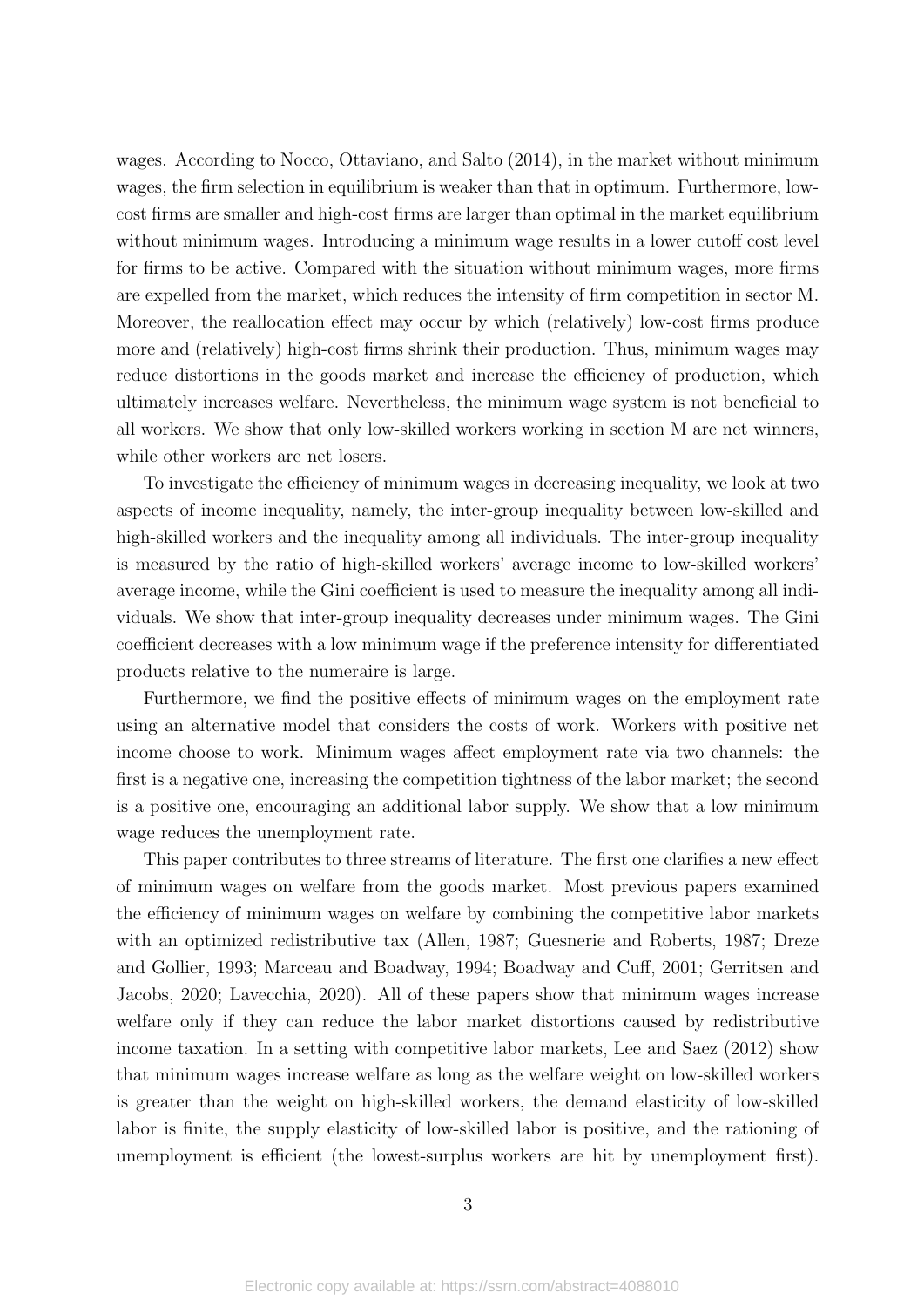wages. According to Nocco, Ottaviano, and Salto (2014), in the market without minimum wages, the firm selection in equilibrium is weaker than that in optimum. Furthermore, low-cost firms are smaller and high-cost firms are larger than optimal in the market equilibrium without minimum wages. Introducing a minimum wage results in a lower cutoff cost level for firms to be active. Compared with the situation without minimum wages, more firms are expelled from the market, which reduces the intensity of firm competition in sector M. Moreover, the reallocation effect may occur by which (relatively) low-cost firms produce more and (relatively) high-cost firms shrink their production. Thus, minimum wages may reduce distortions in the goods market and increase the efficiency of production, which ultimately increases welfare. Nevertheless, the minimum wage system is not beneficial to all workers. We show that only low-skilled workers working in section M are net winners, while other workers are net losers.

To investigate the efficiency of minimum wages in decreasing inequality, we look at two aspects of income inequality, namely, the inter-group inequality between low-skilled and high-skilled workers and the inequality among all individuals. The inter-group inequality is measured by the ratio of high-skilled workers' average income to low-skilled workers' average income, while the Gini coefficient is used to measure the inequality among all individuals. We show that inter-group inequality decreases under minimum wages. The Gini coefficient decreases with a low minimum wage if the preference intensity for differentiated products relative to the numeraire is large.

Furthermore, we find the positive effects of minimum wages on the employment rate using an alternative model that considers the costs of work. Workers with positive net income choose to work. Minimum wages affect employment rate via two channels: the first is a negative one, increasing the competition tightness of the labor market; the second is a positive one, encouraging an additional labor supply. We show that a low minimum wage reduces the unemployment rate.

This paper contributes to three streams of literature. The first one clarifies a new effect of minimum wages on welfare from the goods market. Most previous papers examined the efficiency of minimum wages on welfare by combining the competitive labor markets with an optimized redistributive tax (Allen, 1987; Guesnerie and Roberts, 1987; Dreze and Gollier, 1993; Marceau and Boadway, 1994; Boadway and Cuff, 2001; Gerritsen and Jacobs, 2020; Lavecchia, 2020). All of these papers show that minimum wages increase welfare only if they can reduce the labor market distortions caused by redistributive income taxation. In a setting with competitive labor markets, Lee and Saez (2012) show that minimum wages increase welfare as long as the welfare weight on low-skilled workers is greater than the weight on high-skilled workers, the demand elasticity of low-skilled labor is finite, the supply elasticity of low-skilled labor is positive, and the rationing of unemployment is efficient (the lowest-surplus workers are hit by unemployment first).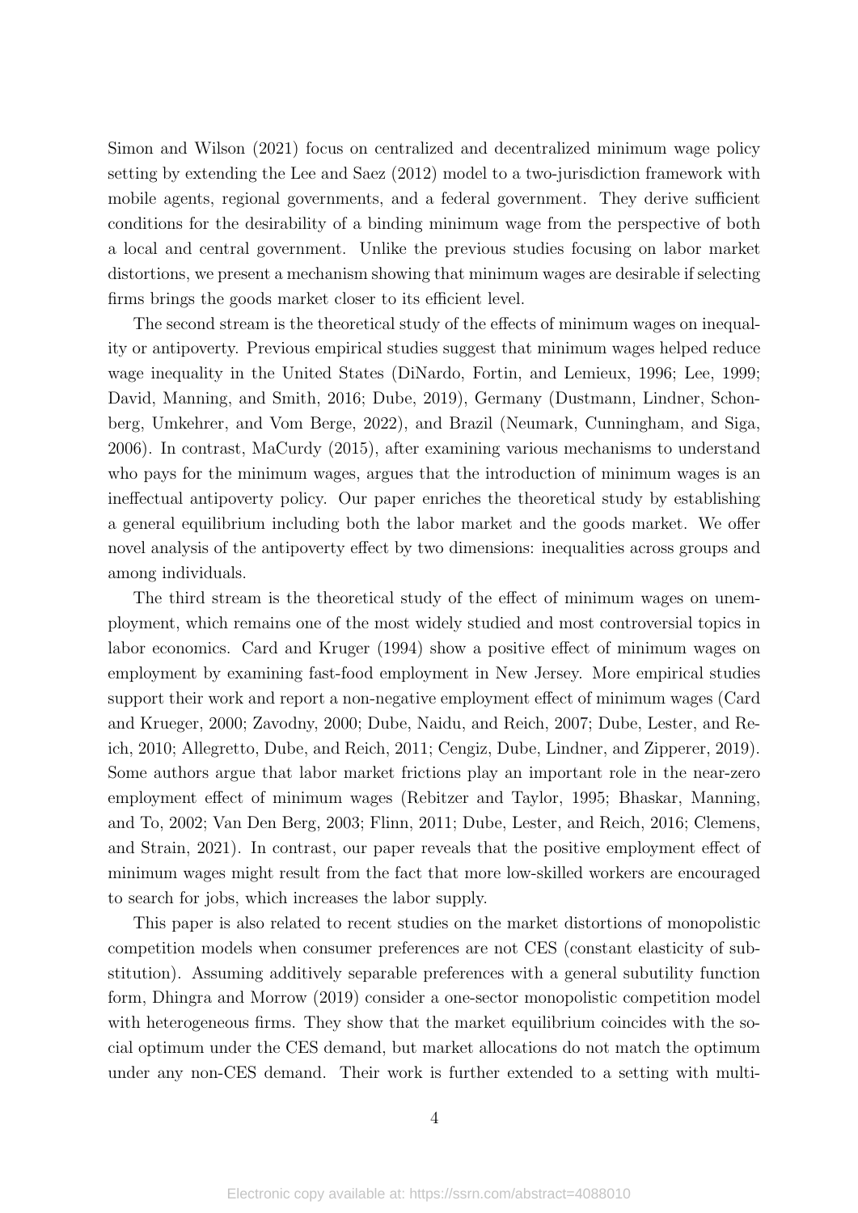Simon and Wilson (2021) focus on centralized and decentralized minimum wage policy setting by extending the Lee and Saez (2012) model to a two-jurisdiction framework with mobile agents, regional governments, and a federal government. They derive sufficient conditions for the desirability of a binding minimum wage from the perspective of both a local and central government. Unlike the previous studies focusing on labor market distortions, we present a mechanism showing that minimum wages are desirable if selecting firms brings the goods market closer to its efficient level.

The second stream is the theoretical study of the effects of minimum wages on inequality or antipoverty. Previous empirical studies suggest that minimum wages helped reduce wage inequality in the United States (DiNardo, Fortin, and Lemieux, 1996; Lee, 1999; David, Manning, and Smith, 2016; Dube, 2019), Germany (Dustmann, Lindner, Schonberg, Umkehrer, and Vom Berge, 2022), and Brazil (Neumark, Cunningham, and Siga, 2006). In contrast, MaCurdy (2015), after examining various mechanisms to understand who pays for the minimum wages, argues that the introduction of minimum wages is an ineffectual antipoverty policy. Our paper enriches the theoretical study by establishing a general equilibrium including both the labor market and the goods market. We offer novel analysis of the antipoverty effect by two dimensions: inequalities across groups and among individuals.

The third stream is the theoretical study of the effect of minimum wages on unemployment, which remains one of the most widely studied and most controversial topics in labor economics. Card and Kruger (1994) show a positive effect of minimum wages on employment by examining fast-food employment in New Jersey. More empirical studies support their work and report a non-negative employment effect of minimum wages (Card and Krueger, 2000; Zavodny, 2000; Dube, Naidu, and Reich, 2007; Dube, Lester, and Reich, 2010; Allegretto, Dube, and Reich, 2011; Cengiz, Dube, Lindner, and Zipperer, 2019). Some authors argue that labor market frictions play an important role in the near-zero employment effect of minimum wages (Rebitzer and Taylor, 1995; Bhaskar, Manning, and To, 2002; Van Den Berg, 2003; Flinn, 2011; Dube, Lester, and Reich, 2016; Clemens, and Strain, 2021). In contrast, our paper reveals that the positive employment effect of minimum wages might result from the fact that more low-skilled workers are encouraged to search for jobs, which increases the labor supply.

This paper is also related to recent studies on the market distortions of monopolistic competition models when consumer preferences are not CES (constant elasticity of substitution). Assuming additively separable preferences with a general subutility function form, Dhingra and Morrow (2019) consider a one-sector monopolistic competition model with heterogeneous firms. They show that the market equilibrium coincides with the social optimum under the CES demand, but market allocations do not match the optimum under any non-CES demand. Their work is further extended to a setting with multi-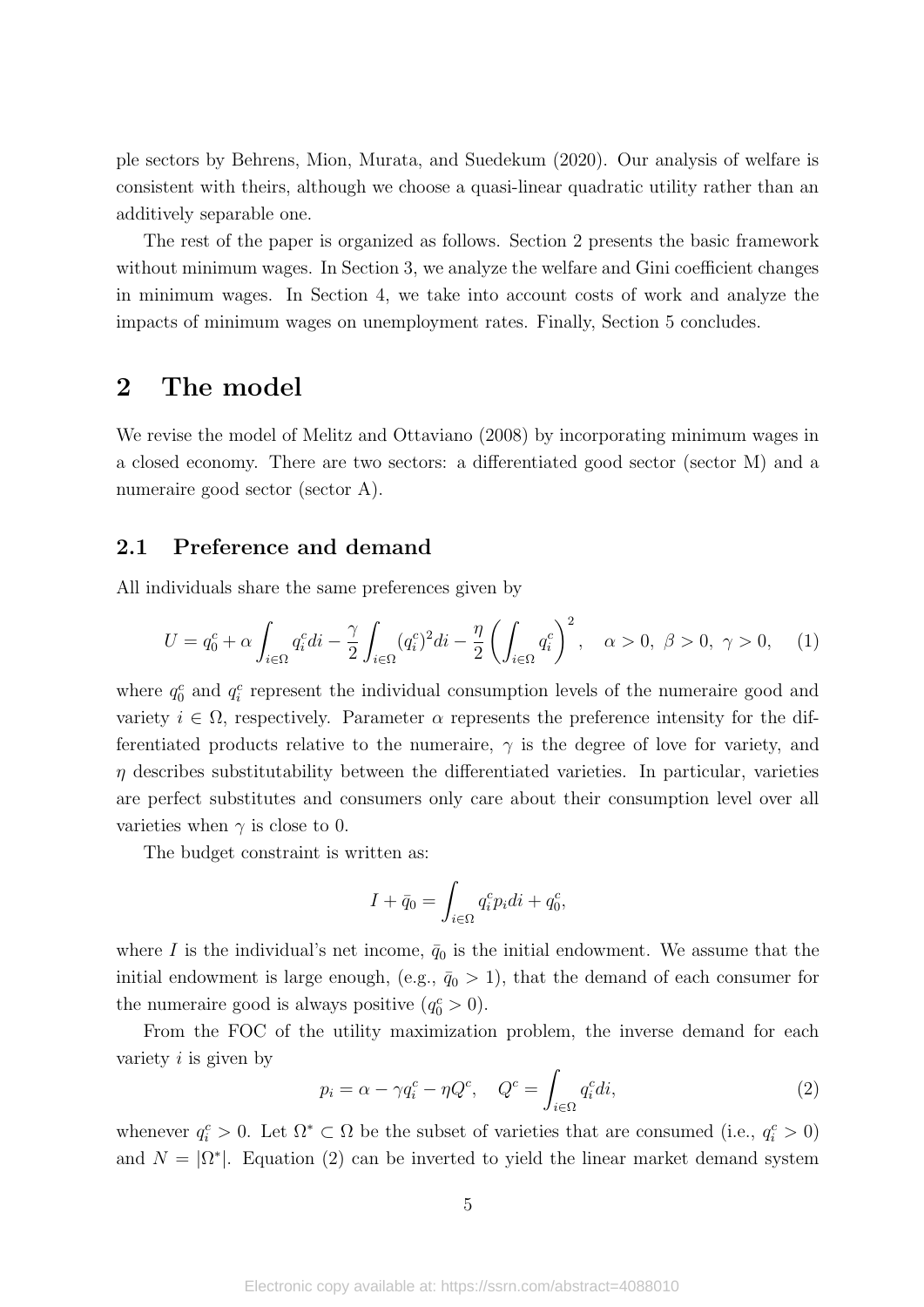ple sectors by Behrens, Mion, Murata, and Suedekum (2020). Our analysis of welfare is consistent with theirs, although we choose a quasi-linear quadratic utility rather than an additively separable one.

The rest of the paper is organized as follows. Section 2 presents the basic framework without minimum wages. In Section 3, we analyze the welfare and Gini coefficient changes in minimum wages. In Section 4, we take into account costs of work and analyze the impacts of minimum wages on unemployment rates. Finally, Section 5 concludes.

# 2 The model

We revise the model of Melitz and Ottaviano (2008) by incorporating minimum wages in a closed economy. There are two sectors: a differentiated good sector (sector M) and a numeraire good sector (sector A).

## 2.1 Preference and demand

All individuals share the same preferences given by

$$U = q_0^c + \alpha \int_{i\in\Omega} q_i^c di - \frac{\gamma}{2}\int_{i\in\Omega} (q_i^c)^2 di - \frac{\eta}{2}\left(\int_{i\in\Omega} q_i^c\right)^2, \quad \alpha > 0,\ \beta > 0,\ \gamma > 0, \tag{1}$$

where $q_0^c$ and $q_i^c$ represent the individual consumption levels of the numeraire good and variety $i \in \Omega$, respectively. Parameter $\alpha$ represents the preference intensity for the differentiated products relative to the numeraire, $\gamma$ is the degree of love for variety, and $\eta$ describes substitutability between the differentiated varieties. In particular, varieties are perfect substitutes and consumers only care about their consumption level over all varieties when $\gamma$ is close to 0.

The budget constraint is written as:

$$I + \bar{q}_0 = \int_{i\in\Omega} q_i^c p_i di + q_0^c,$$

where $I$ is the individual's net income, $\bar{q}_0$ is the initial endowment. We assume that the initial endowment is large enough, (e.g., $\bar{q}_0 > 1$), that the demand of each consumer for the numeraire good is always positive ($q_0^c > 0$).

From the FOC of the utility maximization problem, the inverse demand for each variety $i$ is given by

$$p_i = \alpha - \gamma q_i^c - \eta Q^c, \quad Q^c = \int_{i\in\Omega} q_i^c di, \tag{2}$$

whenever $q_i^c > 0$. Let $\Omega^* \subset \Omega$ be the subset of varieties that are consumed (i.e., $q_i^c > 0$) and $N = |\Omega^*|$. Equation (2) can be inverted to yield the linear market demand system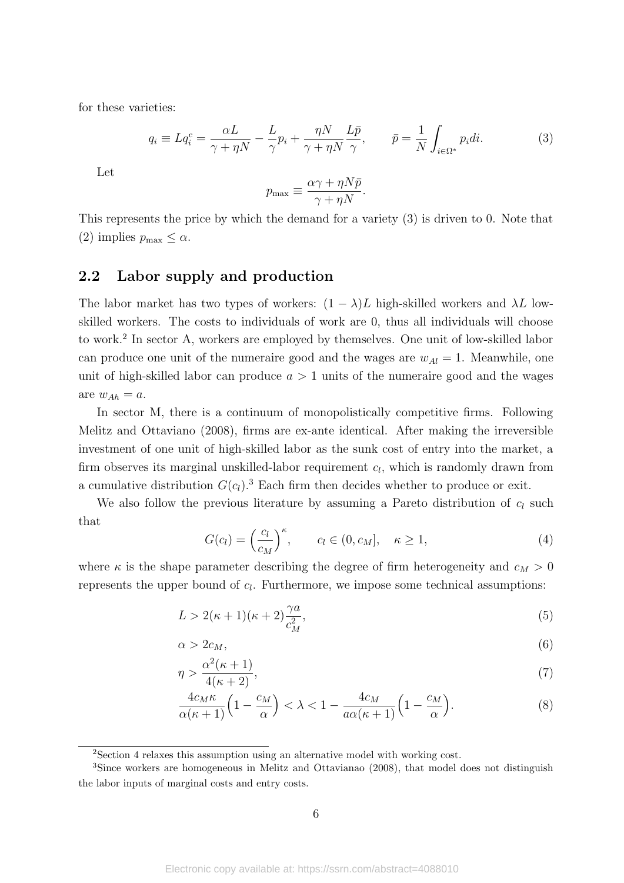for these varieties:

$$q_i \equiv L q_i^c = \frac{\alpha L}{\gamma + \eta N} - \frac{L}{\gamma} p_i + \frac{\eta N}{\gamma + \eta N} \frac{L \bar{p}}{\gamma}, \qquad \bar{p} = \frac{1}{N} \int_{i \in \Omega^*} p_i di. \tag{3}$$

Let

$$p_{\max} \equiv \frac{\alpha\gamma + \eta N \bar{p}}{\gamma + \eta N}.$$

This represents the price by which the demand for a variety (3) is driven to 0. Note that (2) implies $p_{\max} \leq \alpha$.

## 2.2 Labor supply and production

The labor market has two types of workers: $(1-\lambda)L$ high-skilled workers and $\lambda L$ low-skilled workers. The costs to individuals of work are 0, thus all individuals will choose to work.[2] In sector A, workers are employed by themselves. One unit of low-skilled labor can produce one unit of the numeraire good and the wages are $w_{Al} = 1$. Meanwhile, one unit of high-skilled labor can produce $a > 1$ units of the numeraire good and the wages are $w_{Ah} = a$.

In sector M, there is a continuum of monopolistically competitive firms. Following Melitz and Ottaviano (2008), firms are ex-ante identical. After making the irreversible investment of one unit of high-skilled labor as the sunk cost of entry into the market, a firm observes its marginal unskilled-labor requirement $c_l$, which is randomly drawn from a cumulative distribution $G(c_l)$.[3] Each firm then decides whether to produce or exit.

We also follow the previous literature by assuming a Pareto distribution of $c_l$ such that

$$G(c_l) = \Big(\frac{c_l}{c_M}\Big)^{\kappa}, \qquad c_l \in (0, c_M], \quad \kappa \geq 1, \tag{4}$$

where $\kappa$ is the shape parameter describing the degree of firm heterogeneity and $c_M > 0$ represents the upper bound of $c_l$. Furthermore, we impose some technical assumptions:

$$L > 2(\kappa+1)(\kappa+2)\frac{\gamma a}{c_M^2}, \tag{5}$$

$$\alpha > 2c_M, \tag{6}$$

$$\eta > \frac{\alpha^2(\kappa+1)}{4(\kappa+2)}, \tag{7}$$

$$\frac{4c_M\kappa}{\alpha(\kappa+1)}\Big(1 - \frac{c_M}{\alpha}\Big) < \lambda < 1 - \frac{4c_M}{a\alpha(\kappa+1)}\Big(1 - \frac{c_M}{\alpha}\Big). \tag{8}$$

[2] Section 4 relaxes this assumption using an alternative model with working cost.

[3] Since workers are homogeneous in Melitz and Ottavianao (2008), that model does not distinguish the labor inputs of marginal costs and entry costs.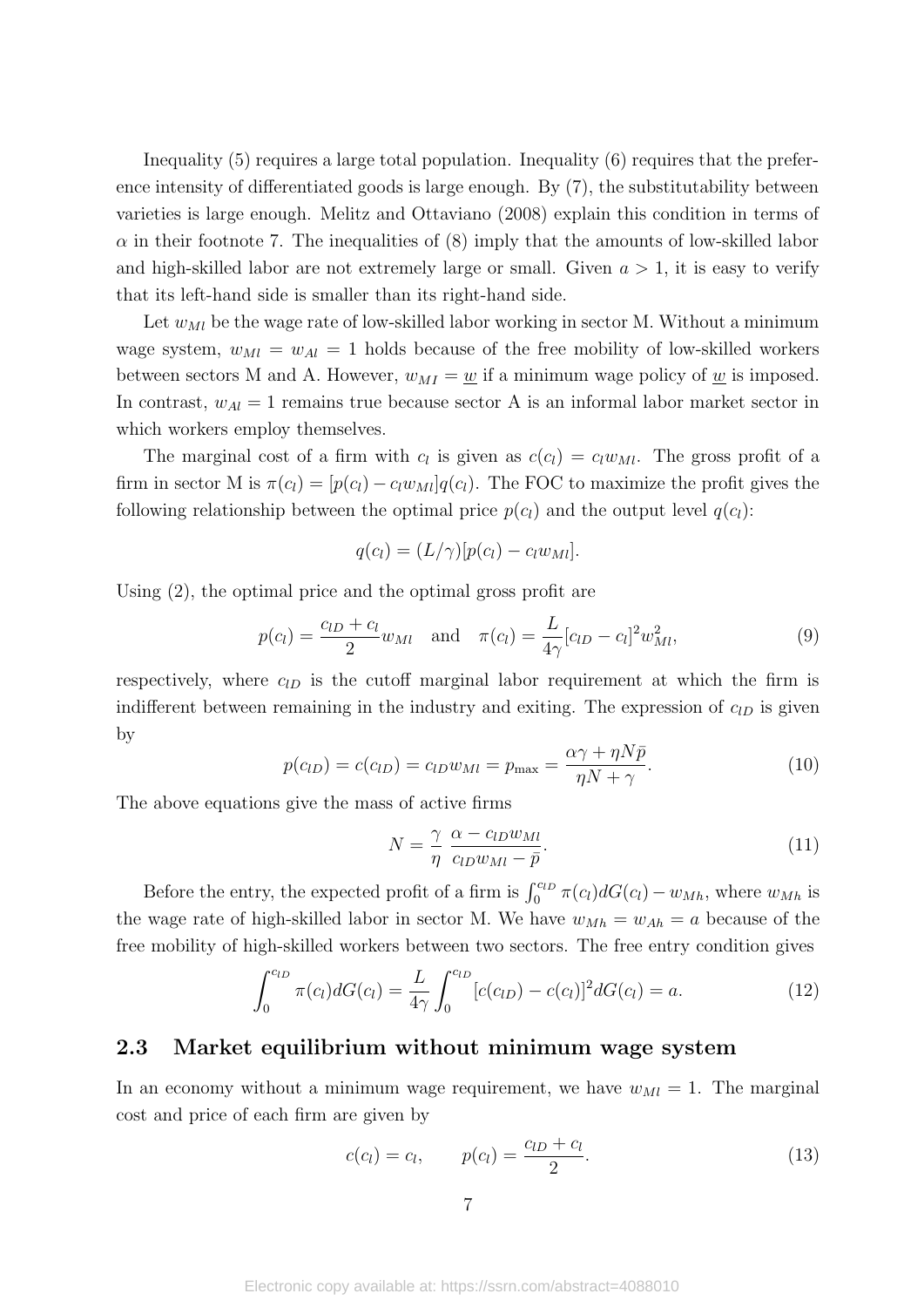Inequality (5) requires a large total population. Inequality (6) requires that the preference intensity of differentiated goods is large enough. By (7), the substitutability between varieties is large enough. Melitz and Ottaviano (2008) explain this condition in terms of $\alpha$ in their footnote 7. The inequalities of (8) imply that the amounts of low-skilled labor and high-skilled labor are not extremely large or small. Given $a > 1$, it is easy to verify that its left-hand side is smaller than its right-hand side.

Let $w_{Ml}$ be the wage rate of low-skilled labor working in sector M. Without a minimum wage system, $w_{Ml} = w_{Al} = 1$ holds because of the free mobility of low-skilled workers between sectors M and A. However, $w_{MI} = \underline{w}$ if a minimum wage policy of $\underline{w}$ is imposed. In contrast, $w_{Al} = 1$ remains true because sector A is an informal labor market sector in which workers employ themselves.

The marginal cost of a firm with $c_l$ is given as $c(c_l) = c_l w_{Ml}$. The gross profit of a firm in sector M is $\pi(c_l) = [p(c_l) - c_l w_{Ml}]q(c_l)$. The FOC to maximize the profit gives the following relationship between the optimal price $p(c_l)$ and the output level $q(c_l)$:

$$q(c_l) = (L/\gamma)[p(c_l) - c_l w_{Ml}].$$

Using (2), the optimal price and the optimal gross profit are

$$p(c_l) = \frac{c_{lD} + c_l}{2} w_{Ml} \quad \text{and} \quad \pi(c_l) = \frac{L}{4\gamma}[c_{lD} - c_l]^2 w_{Ml}^2, \tag{9}$$

respectively, where $c_{lD}$ is the cutoff marginal labor requirement at which the firm is indifferent between remaining in the industry and exiting. The expression of $c_{lD}$ is given by

$$p(c_{lD}) = c(c_{lD}) = c_{lD} w_{Ml} = p_{\max} = \frac{\alpha\gamma + \eta N \bar{p}}{\eta N + \gamma}. \tag{10}$$

The above equations give the mass of active firms

$$N = \frac{\gamma}{\eta} \, \frac{\alpha - c_{lD} w_{Ml}}{c_{lD} w_{Ml} - \bar{p}}. \tag{11}$$

Before the entry, the expected profit of a firm is $\int_0^{c_{lD}} \pi(c_l) dG(c_l) - w_{Mh}$, where $w_{Mh}$ is the wage rate of high-skilled labor in sector M. We have $w_{Mh} = w_{Ah} = a$ because of the free mobility of high-skilled workers between two sectors. The free entry condition gives

$$\int_0^{c_{lD}} \pi(c_l) dG(c_l) = \frac{L}{4\gamma} \int_0^{c_{lD}} [c(c_{lD}) - c(c_l)]^2 dG(c_l) = a. \tag{12}$$

## 2.3 Market equilibrium without minimum wage system

In an economy without a minimum wage requirement, we have $w_{Ml} = 1$. The marginal cost and price of each firm are given by

$$c(c_l) = c_l, \qquad p(c_l) = \frac{c_{lD} + c_l}{2}. \tag{13}$$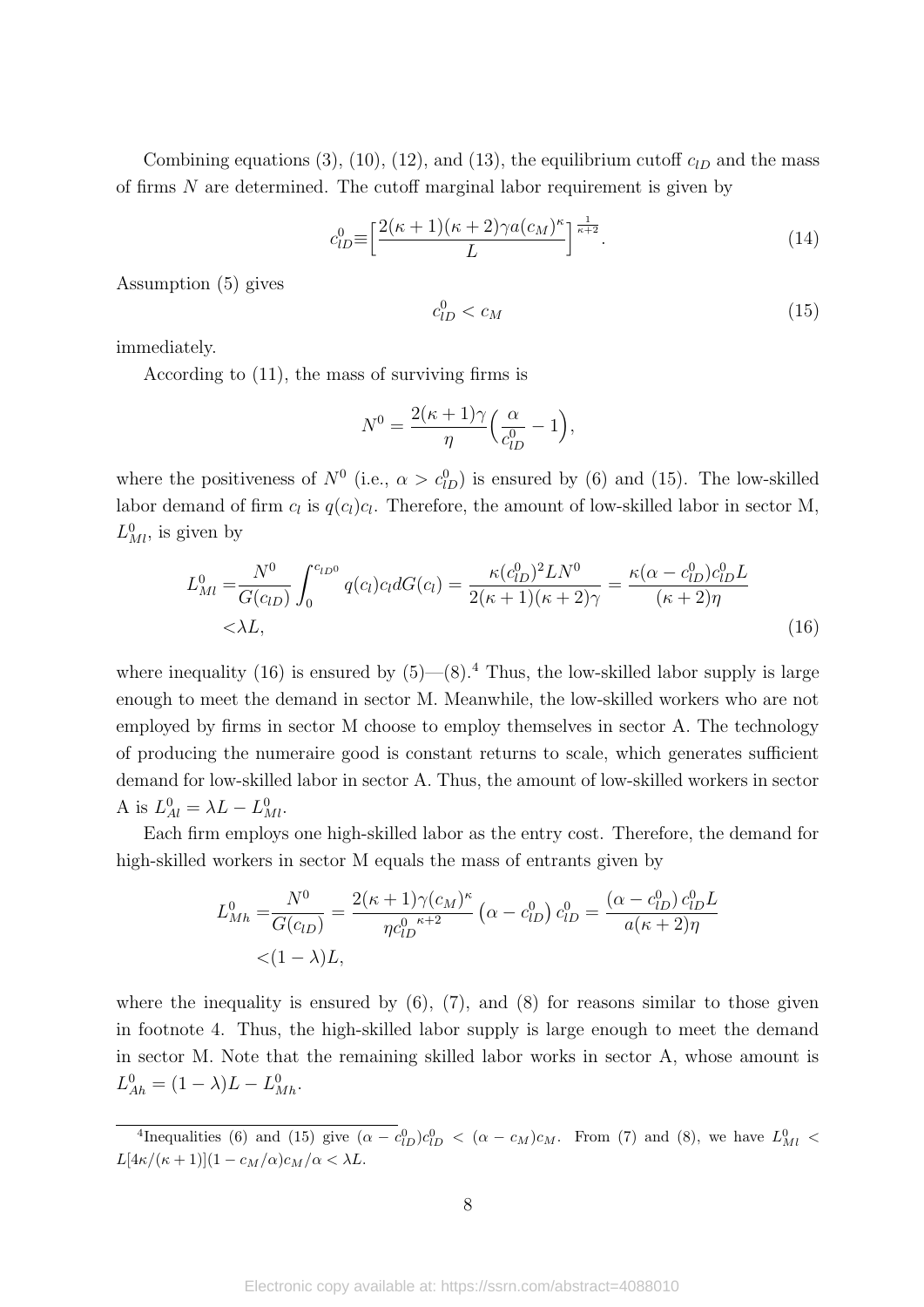Combining equations (3), (10), (12), and (13), the equilibrium cutoff $c_{lD}$ and the mass of firms $N$ are determined. The cutoff marginal labor requirement is given by

$$c_{lD}^0 \equiv \Big[\frac{2(\kappa+1)(\kappa+2)\gamma a (c_M)^\kappa}{L}\Big]^{\frac{1}{\kappa+2}}. \tag{14}$$

Assumption (5) gives

$$c_{lD}^0 < c_M \tag{15}$$

immediately.

According to (11), the mass of surviving firms is

$$N^0 = \frac{2(\kappa+1)\gamma}{\eta}\Big(\frac{\alpha}{c_{lD}^0} - 1\Big),$$

where the positiveness of $N^0$ (i.e., $\alpha > c_{lD}^0$) is ensured by (6) and (15). The low-skilled labor demand of firm $c_l$ is $q(c_l)c_l$. Therefore, the amount of low-skilled labor in sector M, $L_{Ml}^0$, is given by

$$\begin{aligned} L_{Ml}^0 =& \frac{N^0}{G(c_{lD})}\int_0^{c_{lD^0}} q(c_l)c_l dG(c_l) = \frac{\kappa (c_{lD}^0)^2 L N^0}{2(\kappa+1)(\kappa+2)\gamma} = \frac{\kappa(\alpha - c_{lD}^0)c_{lD}^0 L}{(\kappa+2)\eta} \\ <& \lambda L, \end{aligned} \tag{16}$$

where inequality (16) is ensured by (5)—(8).[4] Thus, the low-skilled labor supply is large enough to meet the demand in sector M. Meanwhile, the low-skilled workers who are not employed by firms in sector M choose to employ themselves in sector A. The technology of producing the numeraire good is constant returns to scale, which generates sufficient demand for low-skilled labor in sector A. Thus, the amount of low-skilled workers in sector A is $L_{Al}^0 = \lambda L - L_{Ml}^0$.

Each firm employs one high-skilled labor as the entry cost. Therefore, the demand for high-skilled workers in sector M equals the mass of entrants given by

$$\begin{aligned} L_{Mh}^0 =& \frac{N^0}{G(c_{lD})} = \frac{2(\kappa+1)\gamma(c_M)^\kappa}{\eta {c_{lD}^0}^{\kappa+2}}\left(\alpha - c_{lD}^0\right)c_{lD}^0 = \frac{\left(\alpha - c_{lD}^0\right)c_{lD}^0 L}{a(\kappa+2)\eta} \\ <& (1-\lambda)L, \end{aligned}$$

where the inequality is ensured by (6), (7), and (8) for reasons similar to those given in footnote 4. Thus, the high-skilled labor supply is large enough to meet the demand in sector M. Note that the remaining skilled labor works in sector A, whose amount is $L_{Ah}^0 = (1-\lambda)L - L_{Mh}^0$.

[4] Inequalities (6) and (15) give $(\alpha - c_{lD}^0)c_{lD}^0 < (\alpha - c_M)c_M$. From (7) and (8), we have $L_{Ml}^0 < L[4\kappa/(\kappa+1)](1 - c_M/\alpha)c_M/\alpha < \lambda L$.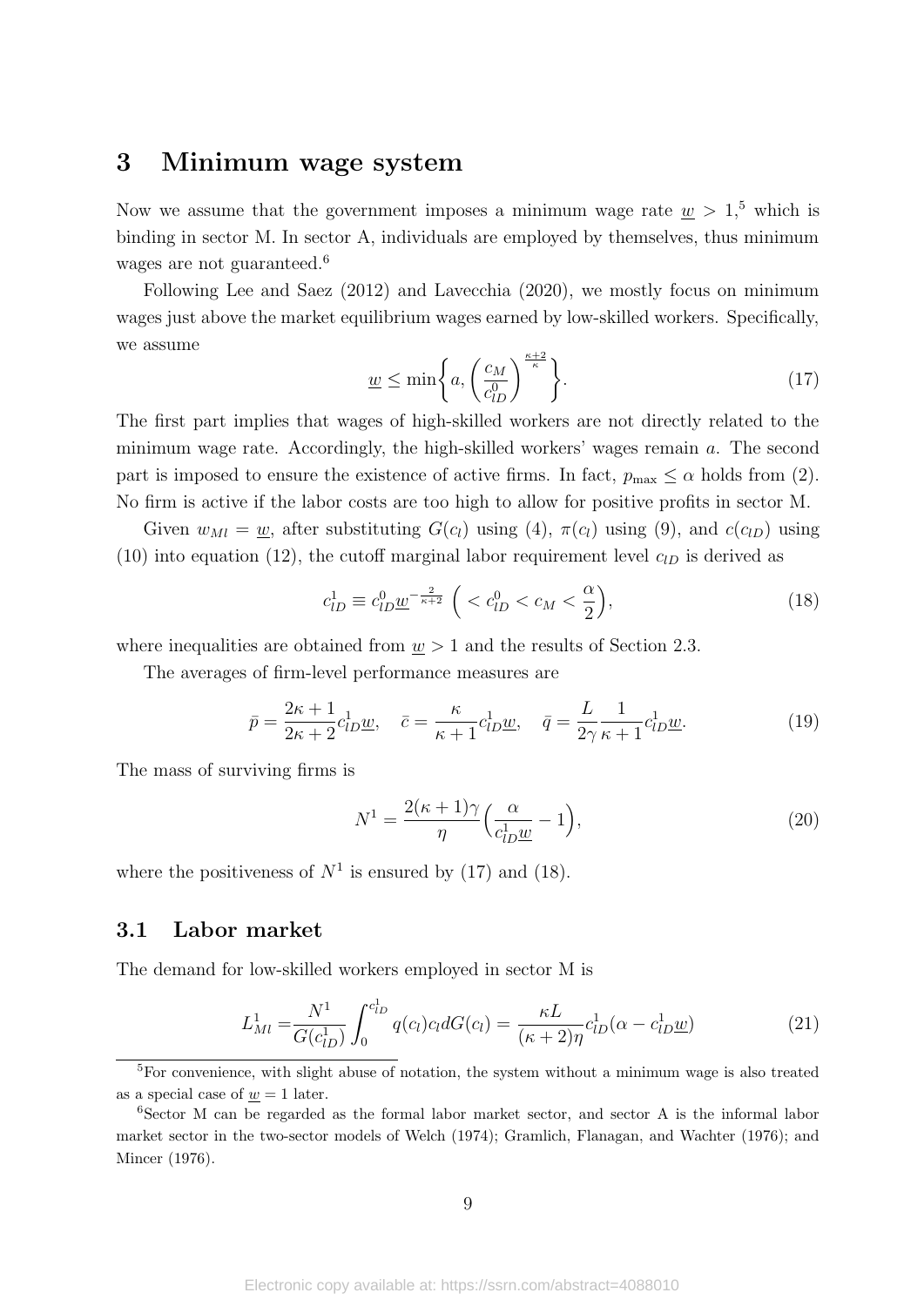# 3 Minimum wage system

Now we assume that the government imposes a minimum wage rate $\underline{w} > 1$,[5] which is binding in sector M. In sector A, individuals are employed by themselves, thus minimum wages are not guaranteed.[6]

Following Lee and Saez (2012) and Lavecchia (2020), we mostly focus on minimum wages just above the market equilibrium wages earned by low-skilled workers. Specifically, we assume

$$\underline{w} \leq \min\bigg\{ a, \left(\frac{c_M}{c_{lD}^0}\right)^{\frac{\kappa+2}{\kappa}} \bigg\}. \tag{17}$$

The first part implies that wages of high-skilled workers are not directly related to the minimum wage rate. Accordingly, the high-skilled workers' wages remain $a$. The second part is imposed to ensure the existence of active firms. In fact, $p_{\max} \leq \alpha$ holds from (2). No firm is active if the labor costs are too high to allow for positive profits in sector M.

Given $w_{Ml} = \underline{w}$, after substituting $G(c_l)$ using (4), $\pi(c_l)$ using (9), and $c(c_{lD})$ using (10) into equation (12), the cutoff marginal labor requirement level $c_{lD}$ is derived as

$$c_{lD}^1 \equiv c_{lD}^0 \underline{w}^{-\frac{2}{\kappa+2}} \ \Big( < c_{lD}^0 < c_M < \frac{\alpha}{2} \Big), \tag{18}$$

where inequalities are obtained from $\underline{w} > 1$ and the results of Section 2.3.

The averages of firm-level performance measures are

$$\bar{p} = \frac{2\kappa+1}{2\kappa+2} c_{lD}^1 \underline{w}, \quad \bar{c} = \frac{\kappa}{\kappa+1} c_{lD}^1 \underline{w}, \quad \bar{q} = \frac{L}{2\gamma} \frac{1}{\kappa+1} c_{lD}^1 \underline{w}. \tag{19}$$

The mass of surviving firms is

$$N^1 = \frac{2(\kappa+1)\gamma}{\eta} \Big( \frac{\alpha}{c_{lD}^1 \underline{w}} - 1 \Big), \tag{20}$$

where the positiveness of $N^1$ is ensured by (17) and (18).

## 3.1 Labor market

The demand for low-skilled workers employed in sector M is

$$L_{Ml}^1 = \frac{N^1}{G(c_{lD}^1)} \int_0^{c_{lD}^1} q(c_l) c_l dG(c_l) = \frac{\kappa L}{(\kappa+2)\eta} c_{lD}^1 (\alpha - c_{lD}^1 \underline{w}) \tag{21}$$

[5] For convenience, with slight abuse of notation, the system without a minimum wage is also treated as a special case of $\underline{w} = 1$ later.

[6] Sector M can be regarded as the formal labor market sector, and sector A is the informal labor market sector in the two-sector models of Welch (1974); Gramlich, Flanagan, and Wachter (1976); and Mincer (1976).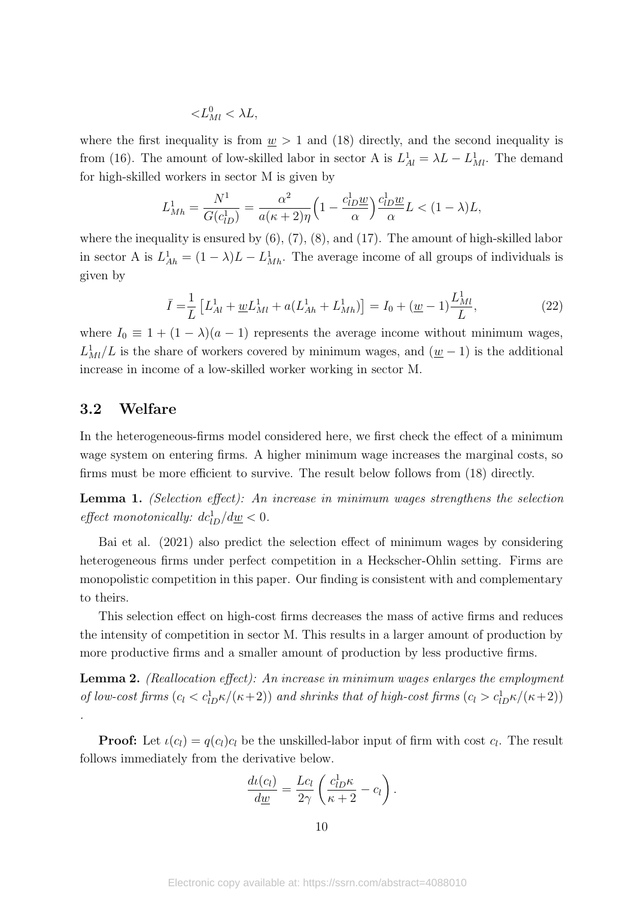$$<L_{Ml}^0 < \lambda L,$$

where the first inequality is from $\underline{w} > 1$ and (18) directly, and the second inequality is from (16). The amount of low-skilled labor in sector A is $L_{Al}^1 = \lambda L - L_{Ml}^1$. The demand for high-skilled workers in sector M is given by

$$L_{Mh}^1 = \frac{N^1}{G(c_{lD}^1)} = \frac{\alpha^2}{a(\kappa+2)\eta}\Big(1 - \frac{c_{lD}^1 \underline{w}}{\alpha}\Big)\frac{c_{lD}^1 \underline{w}}{\alpha} L < (1-\lambda)L,$$

where the inequality is ensured by (6), (7), (8), and (17). The amount of high-skilled labor in sector A is $L_{Ah}^1 = (1-\lambda)L - L_{Mh}^1$. The average income of all groups of individuals is given by

$$\bar{I} = \frac{1}{L}\left[L_{Al}^1 + \underline{w}L_{Ml}^1 + a(L_{Ah}^1 + L_{Mh}^1)\right] = I_0 + (\underline{w}-1)\frac{L_{Ml}^1}{L}, \tag{22}$$

where $I_0 \equiv 1 + (1-\lambda)(a-1)$ represents the average income without minimum wages, $L_{Ml}^1/L$ is the share of workers covered by minimum wages, and $(\underline{w}-1)$ is the additional increase in income of a low-skilled worker working in sector M.

## 3.2 Welfare

In the heterogeneous-firms model considered here, we first check the effect of a minimum wage system on entering firms. A higher minimum wage increases the marginal costs, so firms must be more efficient to survive. The result below follows from (18) directly.

**Lemma 1.** *(Selection effect): An increase in minimum wages strengthens the selection effect monotonically: $dc_{lD}^1/d\underline{w} < 0$.*

Bai et al. (2021) also predict the selection effect of minimum wages by considering heterogeneous firms under perfect competition in a Heckscher-Ohlin setting. Firms are monopolistic competition in this paper. Our finding is consistent with and complementary to theirs.

This selection effect on high-cost firms decreases the mass of active firms and reduces the intensity of competition in sector M. This results in a larger amount of production by more productive firms and a smaller amount of production by less productive firms.

**Lemma 2.** *(Reallocation effect): An increase in minimum wages enlarges the employment of low-cost firms ($c_l < c_{lD}^1\kappa/(\kappa+2)$) and shrinks that of high-cost firms ($c_l > c_{lD}^1\kappa/(\kappa+2)$)* .

**Proof:** Let $\iota(c_l) = q(c_l)c_l$ be the unskilled-labor input of firm with cost $c_l$. The result follows immediately from the derivative below.

$$\frac{d\iota(c_l)}{d\underline{w}} = \frac{Lc_l}{2\gamma}\left(\frac{c_{lD}^1\kappa}{\kappa+2} - c_l\right).$$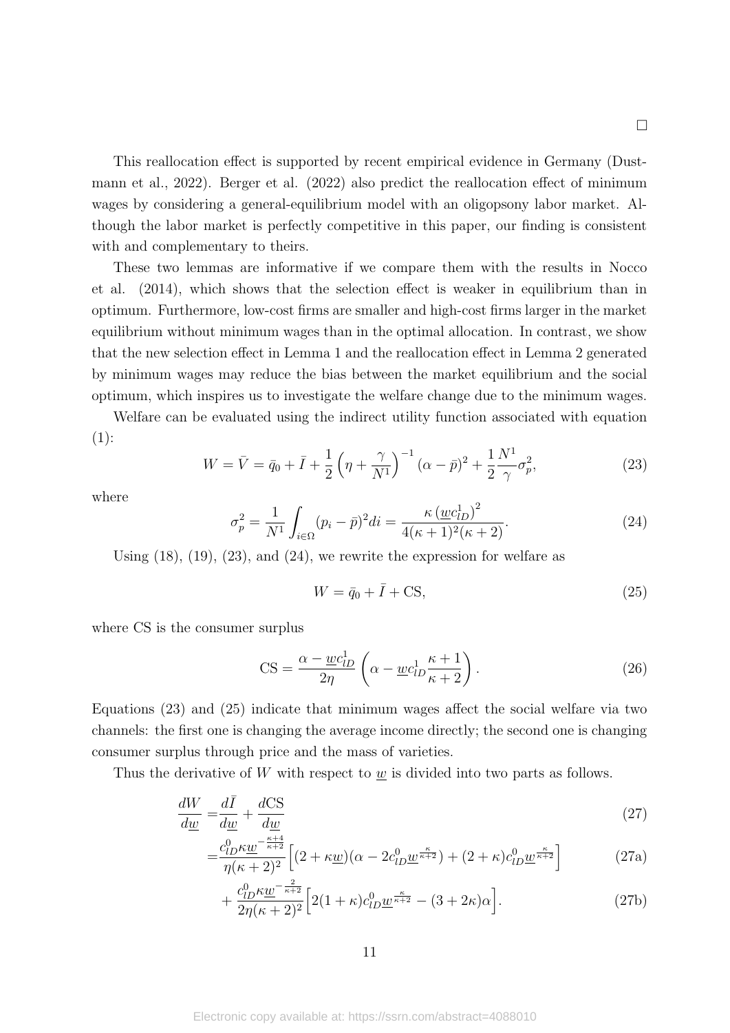□

This reallocation effect is supported by recent empirical evidence in Germany (Dustmann et al., 2022). Berger et al. (2022) also predict the reallocation effect of minimum wages by considering a general-equilibrium model with an oligopsony labor market. Although the labor market is perfectly competitive in this paper, our finding is consistent with and complementary to theirs.

These two lemmas are informative if we compare them with the results in Nocco et al. (2014), which shows that the selection effect is weaker in equilibrium than in optimum. Furthermore, low-cost firms are smaller and high-cost firms larger in the market equilibrium without minimum wages than in the optimal allocation. In contrast, we show that the new selection effect in Lemma 1 and the reallocation effect in Lemma 2 generated by minimum wages may reduce the bias between the market equilibrium and the social optimum, which inspires us to investigate the welfare change due to the minimum wages.

Welfare can be evaluated using the indirect utility function associated with equation (1):

$$W = \bar{V} = \bar{q}_0 + \bar{I} + \frac{1}{2}\left(\eta + \frac{\gamma}{N^1}\right)^{-1}(\alpha - \bar{p})^2 + \frac{1}{2}\frac{N^1}{\gamma}\sigma_p^2, \tag{23}$$

where

$$\sigma_p^2 = \frac{1}{N^1}\int_{i\in\Omega}(p_i - \bar{p})^2 di = \frac{\kappa\left(\underline{w}c_{lD}^1\right)^2}{4(\kappa+1)^2(\kappa+2)}. \tag{24}$$

Using (18), (19), (23), and (24), we rewrite the expression for welfare as

$$W = \bar{q}_0 + \bar{I} + \text{CS}, \tag{25}$$

where CS is the consumer surplus

$$\text{CS} = \frac{\alpha - \underline{w}c_{lD}^1}{2\eta}\left(\alpha - \underline{w}c_{lD}^1\frac{\kappa+1}{\kappa+2}\right). \tag{26}$$

Equations (23) and (25) indicate that minimum wages affect the social welfare via two channels: the first one is changing the average income directly; the second one is changing consumer surplus through price and the mass of varieties.

Thus the derivative of $W$ with respect to $\underline{w}$ is divided into two parts as follows.

$$\frac{dW}{d\underline{w}} = \frac{d\bar{I}}{d\underline{w}} + \frac{d\text{CS}}{d\underline{w}} \tag{27}$$

$$= \frac{c_{lD}^0\kappa\underline{w}^{-\frac{\kappa+4}{\kappa+2}}}{\eta(\kappa+2)^2}\Big[(2+\kappa\underline{w})(\alpha - 2c_{lD}^0\underline{w}^{\frac{\kappa}{\kappa+2}}) + (2+\kappa)c_{lD}^0\underline{w}^{\frac{\kappa}{\kappa+2}}\Big] \tag{27a}$$

$$+ \frac{c_{lD}^0\kappa\underline{w}^{-\frac{2}{\kappa+2}}}{2\eta(\kappa+2)^2}\Big[2(1+\kappa)c_{lD}^0\underline{w}^{\frac{\kappa}{\kappa+2}} - (3+2\kappa)\alpha\Big]. \tag{27b}$$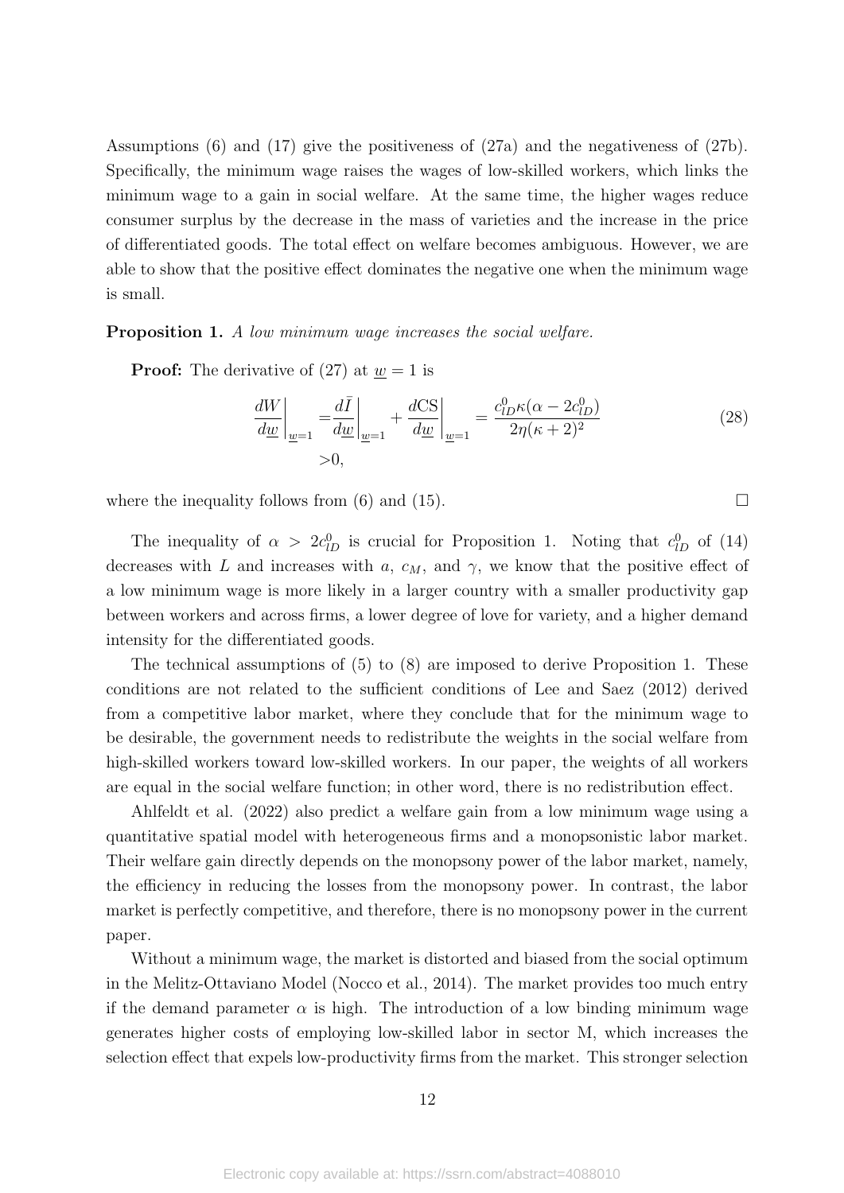Assumptions (6) and (17) give the positiveness of (27a) and the negativeness of (27b). Specifically, the minimum wage raises the wages of low-skilled workers, which links the minimum wage to a gain in social welfare. At the same time, the higher wages reduce consumer surplus by the decrease in the mass of varieties and the increase in the price of differentiated goods. The total effect on welfare becomes ambiguous. However, we are able to show that the positive effect dominates the negative one when the minimum wage is small.

**Proposition 1.** *A low minimum wage increases the social welfare.*

**Proof:** The derivative of (27) at $\underline{w} = 1$ is

$$
\begin{aligned}
\left.\frac{dW}{d\underline{w}}\right|_{\underline{w}=1} =& \left.\frac{d\bar{I}}{d\underline{w}}\right|_{\underline{w}=1} + \left.\frac{d\text{CS}}{d\underline{w}}\right|_{\underline{w}=1} = \frac{c_{lD}^{0}\kappa(\alpha - 2c_{lD}^{0})}{2\eta(\kappa+2)^2} \\
>& 0,
\end{aligned}
\tag{28}
$$

where the inequality follows from (6) and (15). $\square$

The inequality of $\alpha > 2c_{lD}^{0}$ is crucial for Proposition 1. Noting that $c_{lD}^{0}$ of (14) decreases with $L$ and increases with $a$, $c_M$, and $\gamma$, we know that the positive effect of a low minimum wage is more likely in a larger country with a smaller productivity gap between workers and across firms, a lower degree of love for variety, and a higher demand intensity for the differentiated goods.

The technical assumptions of (5) to (8) are imposed to derive Proposition 1. These conditions are not related to the sufficient conditions of Lee and Saez (2012) derived from a competitive labor market, where they conclude that for the minimum wage to be desirable, the government needs to redistribute the weights in the social welfare from high-skilled workers toward low-skilled workers. In our paper, the weights of all workers are equal in the social welfare function; in other word, there is no redistribution effect.

Ahlfeldt et al. (2022) also predict a welfare gain from a low minimum wage using a quantitative spatial model with heterogeneous firms and a monopsonistic labor market. Their welfare gain directly depends on the monopsony power of the labor market, namely, the efficiency in reducing the losses from the monopsony power. In contrast, the labor market is perfectly competitive, and therefore, there is no monopsony power in the current paper.

Without a minimum wage, the market is distorted and biased from the social optimum in the Melitz-Ottaviano Model (Nocco et al., 2014). The market provides too much entry if the demand parameter $\alpha$ is high. The introduction of a low binding minimum wage generates higher costs of employing low-skilled labor in sector M, which increases the selection effect that expels low-productivity firms from the market. This stronger selection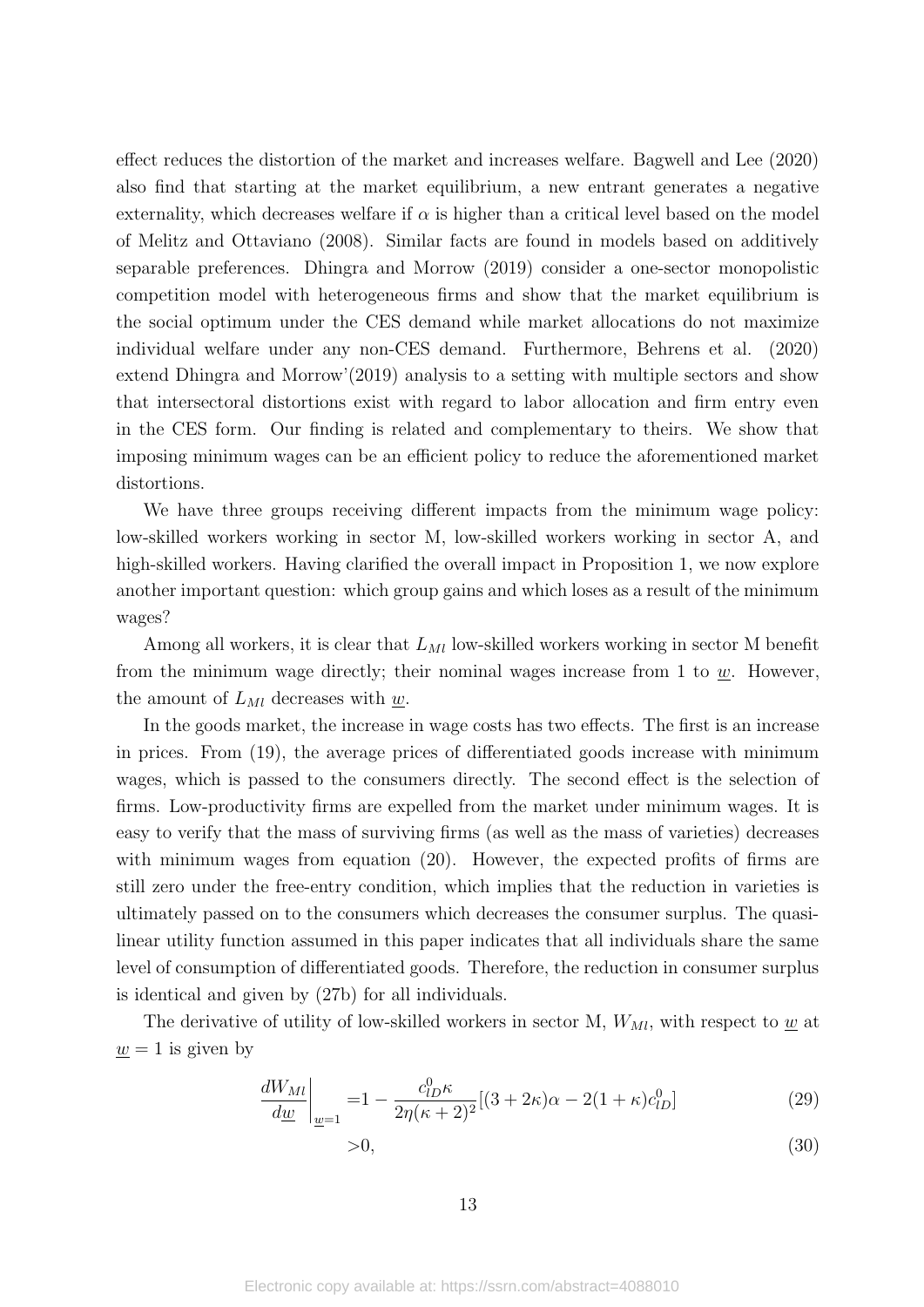effect reduces the distortion of the market and increases welfare. Bagwell and Lee (2020) also find that starting at the market equilibrium, a new entrant generates a negative externality, which decreases welfare if $\alpha$ is higher than a critical level based on the model of Melitz and Ottaviano (2008). Similar facts are found in models based on additively separable preferences. Dhingra and Morrow (2019) consider a one-sector monopolistic competition model with heterogeneous firms and show that the market equilibrium is the social optimum under the CES demand while market allocations do not maximize individual welfare under any non-CES demand. Furthermore, Behrens et al. (2020) extend Dhingra and Morrow'(2019) analysis to a setting with multiple sectors and show that intersectoral distortions exist with regard to labor allocation and firm entry even in the CES form. Our finding is related and complementary to theirs. We show that imposing minimum wages can be an efficient policy to reduce the aforementioned market distortions.

We have three groups receiving different impacts from the minimum wage policy: low-skilled workers working in sector M, low-skilled workers working in sector A, and high-skilled workers. Having clarified the overall impact in Proposition 1, we now explore another important question: which group gains and which loses as a result of the minimum wages?

Among all workers, it is clear that $L_{Ml}$ low-skilled workers working in sector M benefit from the minimum wage directly; their nominal wages increase from 1 to $\underline{w}$. However, the amount of $L_{Ml}$ decreases with $\underline{w}$.

In the goods market, the increase in wage costs has two effects. The first is an increase in prices. From (19), the average prices of differentiated goods increase with minimum wages, which is passed to the consumers directly. The second effect is the selection of firms. Low-productivity firms are expelled from the market under minimum wages. It is easy to verify that the mass of surviving firms (as well as the mass of varieties) decreases with minimum wages from equation (20). However, the expected profits of firms are still zero under the free-entry condition, which implies that the reduction in varieties is ultimately passed on to the consumers which decreases the consumer surplus. The quasi-linear utility function assumed in this paper indicates that all individuals share the same level of consumption of differentiated goods. Therefore, the reduction in consumer surplus is identical and given by (27b) for all individuals.

The derivative of utility of low-skilled workers in sector M, $W_{Ml}$, with respect to $\underline{w}$ at $\underline{w} = 1$ is given by

$$\left.\frac{dW_{Ml}}{d\underline{w}}\right|_{\underline{w}=1} = 1 - \frac{c_{lD}^{0}\kappa}{2\eta(\kappa+2)^2}[(3+2\kappa)\alpha - 2(1+\kappa)c_{lD}^{0}] \tag{29}$$

$$> 0, \tag{30}$$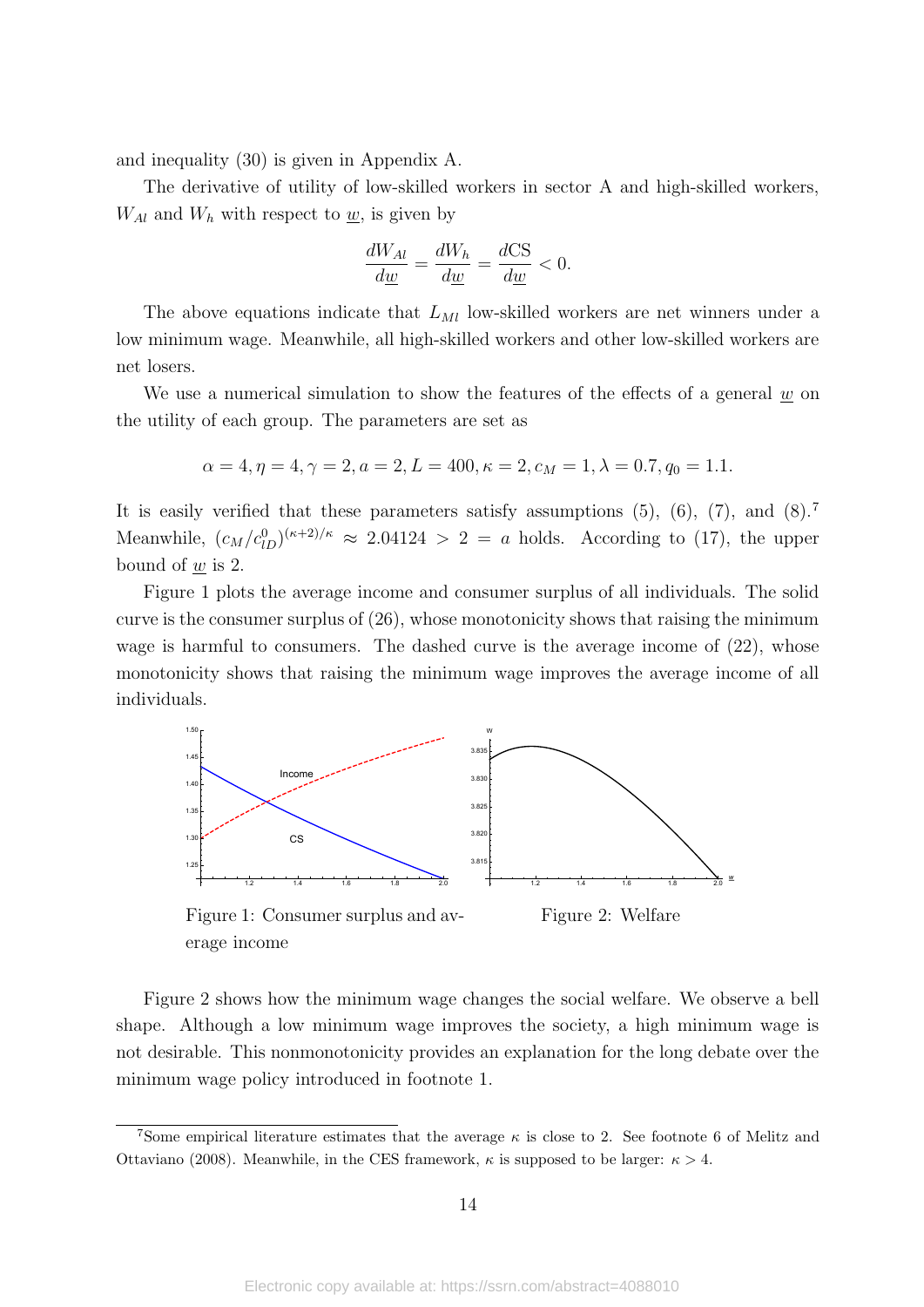and inequality (30) is given in Appendix A.

The derivative of utility of low-skilled workers in sector A and high-skilled workers, $W_{Al}$ and $W_h$ with respect to $\underline{w}$, is given by

$$\frac{dW_{Al}}{d\underline{w}} = \frac{dW_h}{d\underline{w}} = \frac{d\text{CS}}{d\underline{w}} < 0.$$

The above equations indicate that $L_{Ml}$ low-skilled workers are net winners under a low minimum wage. Meanwhile, all high-skilled workers and other low-skilled workers are net losers.

We use a numerical simulation to show the features of the effects of a general $\underline{w}$ on the utility of each group. The parameters are set as

$$\alpha = 4, \eta = 4, \gamma = 2, a = 2, L = 400, \kappa = 2, c_M = 1, \lambda = 0.7, q_0 = 1.1.$$

It is easily verified that these parameters satisfy assumptions (5), (6), (7), and (8).[7] Meanwhile, $(c_M/c_{lD}^0)^{(\kappa+2)/\kappa} \approx 2.04124 > 2 = a$ holds. According to (17), the upper bound of $\underline{w}$ is 2.

Figure 1 plots the average income and consumer surplus of all individuals. The solid curve is the consumer surplus of (26), whose monotonicity shows that raising the minimum wage is harmful to consumers. The dashed curve is the average income of (22), whose monotonicity shows that raising the minimum wage improves the average income of all individuals.

Figure 1: Consumer surplus and average income

Figure 2: Welfare

Figure 2 shows how the minimum wage changes the social welfare. We observe a bell shape. Although a low minimum wage improves the society, a high minimum wage is not desirable. This nonmonotonicity provides an explanation for the long debate over the minimum wage policy introduced in footnote 1.

[7] Some empirical literature estimates that the average $\kappa$ is close to 2. See footnote 6 of Melitz and Ottaviano (2008). Meanwhile, in the CES framework, $\kappa$ is supposed to be larger: $\kappa > 4$.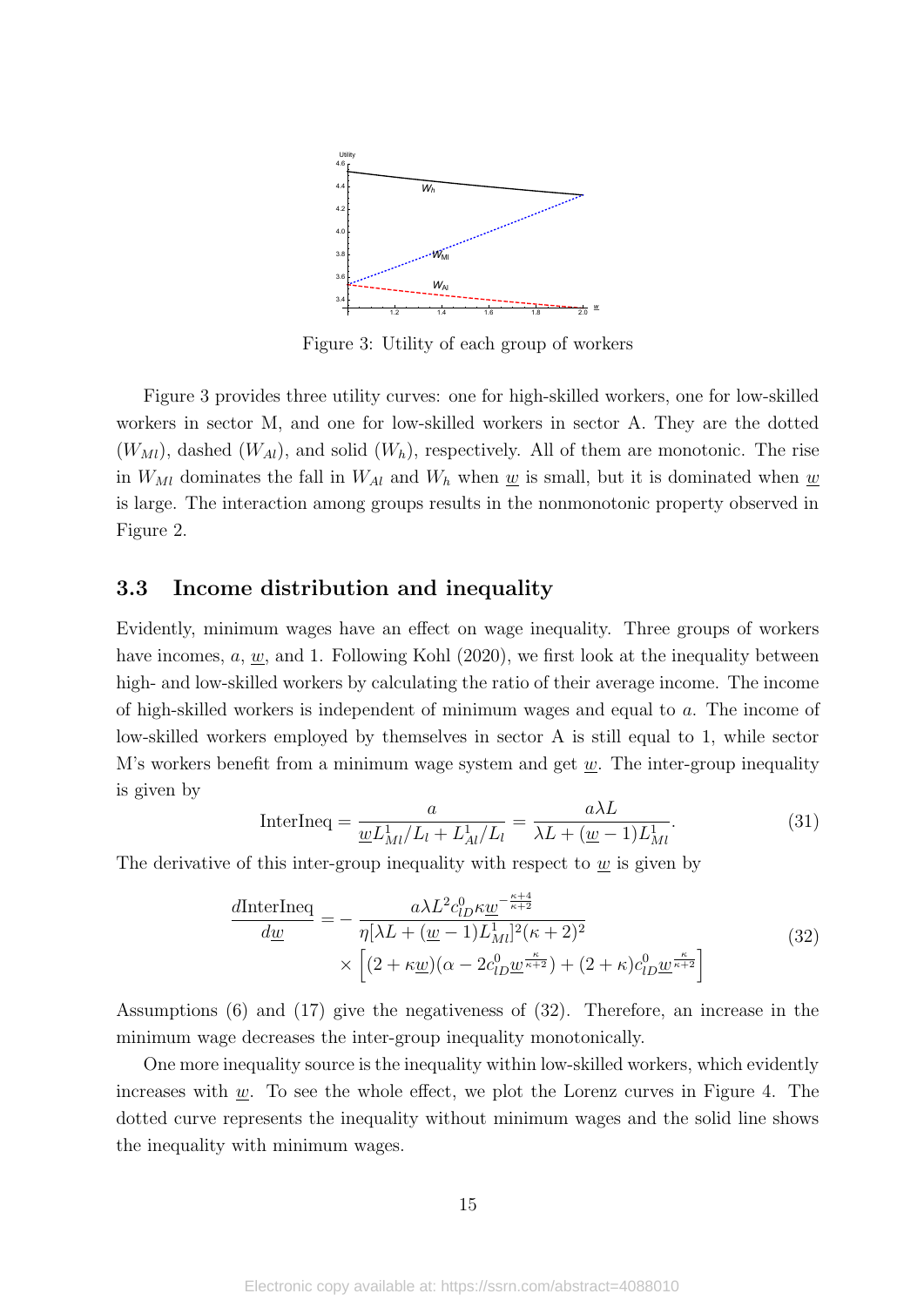Figure 3: Utility of each group of workers

Figure 3 provides three utility curves: one for high-skilled workers, one for low-skilled workers in sector M, and one for low-skilled workers in sector A. They are the dotted ($W_{Ml}$), dashed ($W_{Al}$), and solid ($W_h$), respectively. All of them are monotonic. The rise in $W_{Ml}$ dominates the fall in $W_{Al}$ and $W_h$ when $\underline{w}$ is small, but it is dominated when $\underline{w}$ is large. The interaction among groups results in the nonmonotonic property observed in Figure 2.

### 3.3 Income distribution and inequality

Evidently, minimum wages have an effect on wage inequality. Three groups of workers have incomes, $a$, $\underline{w}$, and 1. Following Kohl (2020), we first look at the inequality between high- and low-skilled workers by calculating the ratio of their average income. The income of high-skilled workers is independent of minimum wages and equal to $a$. The income of low-skilled workers employed by themselves in sector A is still equal to 1, while sector M's workers benefit from a minimum wage system and get $\underline{w}$. The inter-group inequality is given by

$$\text{InterIneq} = \frac{a}{\underline{w}L_{Ml}^1/L_l + L_{Al}^1/L_l} = \frac{a\lambda L}{\lambda L + (\underline{w}-1)L_{Ml}^1}. \tag{31}$$

The derivative of this inter-group inequality with respect to $\underline{w}$ is given by

$$\begin{aligned}\frac{d\text{InterIneq}}{d\underline{w}} = &-\frac{a\lambda L^2 c_{lD}^0 \kappa \underline{w}^{-\frac{\kappa+4}{\kappa+2}}}{\eta[\lambda L + (\underline{w}-1)L_{Ml}^1]^2(\kappa+2)^2} \\ &\times \left[(2+\kappa\underline{w})(\alpha - 2c_{lD}^0\underline{w}^{\frac{\kappa}{\kappa+2}}) + (2+\kappa)c_{lD}^0\underline{w}^{\frac{\kappa}{\kappa+2}}\right]\end{aligned} \tag{32}$$

Assumptions (6) and (17) give the negativeness of (32). Therefore, an increase in the minimum wage decreases the inter-group inequality monotonically.

One more inequality source is the inequality within low-skilled workers, which evidently increases with $\underline{w}$. To see the whole effect, we plot the Lorenz curves in Figure 4. The dotted curve represents the inequality without minimum wages and the solid line shows the inequality with minimum wages.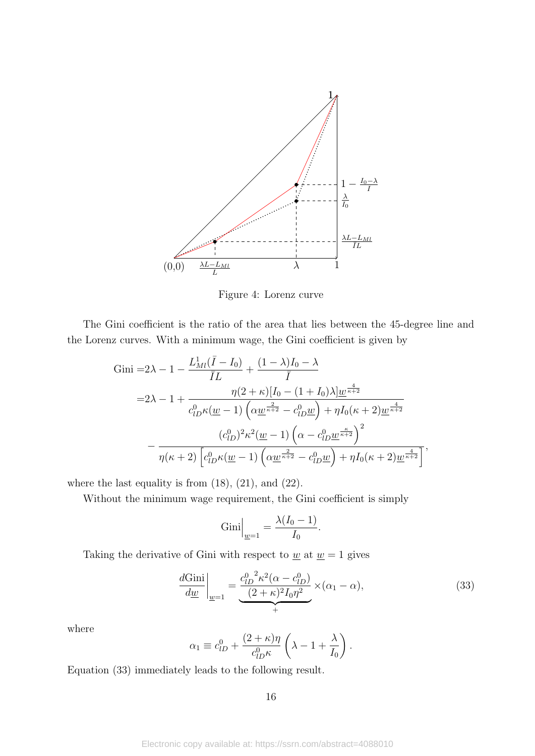Figure 4: Lorenz curve

The Gini coefficient is the ratio of the area that lies between the 45-degree line and the Lorenz curves. With a minimum wage, the Gini coefficient is given by

$$
\begin{aligned}
\text{Gini} =& 2\lambda - 1 - \frac{L^1_{Ml}(\bar{I} - I_0)}{\bar{I}L} + \frac{(1-\lambda)I_0 - \lambda}{\bar{I}} \\
=& 2\lambda - 1 + \frac{\eta(2+\kappa)[I_0 - (1+I_0)\lambda]\underline{w}^{\frac{4}{\kappa+2}}}{c^0_{lD}\kappa(\underline{w}-1)\left(\alpha\underline{w}^{\frac{2}{\kappa+2}} - c^0_{lD}\underline{w}\right) + \eta I_0(\kappa+2)\underline{w}^{\frac{4}{\kappa+2}}} \\
&- \frac{(c^0_{lD})^2\kappa^2(\underline{w}-1)\left(\alpha - c^0_{lD}\underline{w}^{\frac{\kappa}{\kappa+2}}\right)^2}{\eta(\kappa+2)\left[c^0_{lD}\kappa(\underline{w}-1)\left(\alpha\underline{w}^{\frac{2}{\kappa+2}} - c^0_{lD}\underline{w}\right) + \eta I_0(\kappa+2)\underline{w}^{\frac{4}{\kappa+2}}\right]},
\end{aligned}
$$

where the last equality is from (18), (21), and (22).

Without the minimum wage requirement, the Gini coefficient is simply

$$
\text{Gini}\Big|_{\underline{w}=1} = \frac{\lambda(I_0 - 1)}{I_0}.
$$

Taking the derivative of Gini with respect to $\underline{w}$ at $\underline{w} = 1$ gives

$$
\frac{d\text{Gini}}{d\underline{w}}\Big|_{\underline{w}=1} = \underbrace{\frac{{c^0_{lD}}^2\kappa^2(\alpha - c^0_{lD})}{(2+\kappa)^2 I_0 \eta^2}}_{+} \times (\alpha_1 - \alpha), \tag{33}
$$

where

$$
\alpha_1 \equiv c^0_{lD} + \frac{(2+\kappa)\eta}{c^0_{lD}\kappa}\left(\lambda - 1 + \frac{\lambda}{I_0}\right).
$$

Equation (33) immediately leads to the following result.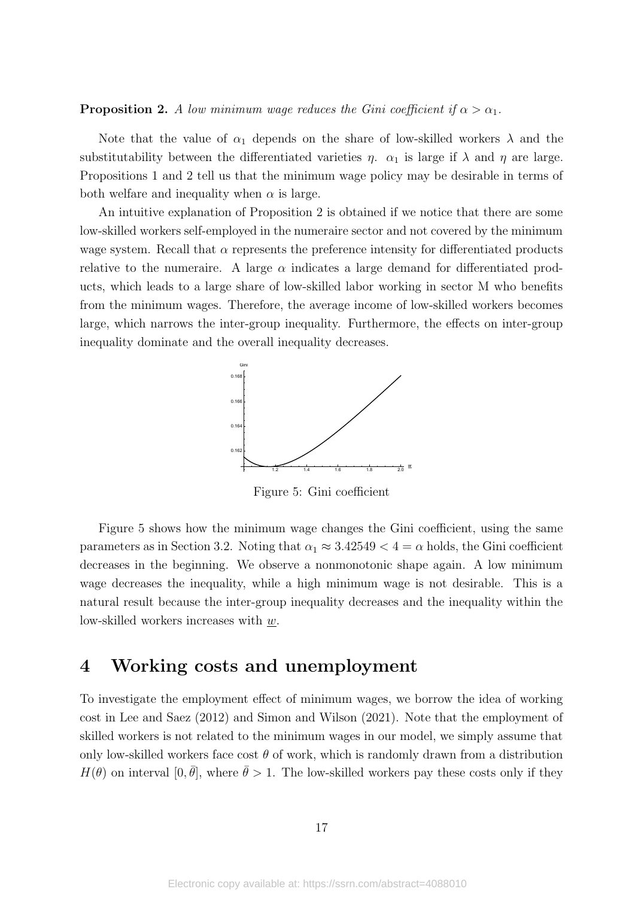**Proposition 2.** *A low minimum wage reduces the Gini coefficient if $\alpha > \alpha_1$.*

Note that the value of $\alpha_1$ depends on the share of low-skilled workers $\lambda$ and the substitutability between the differentiated varieties $\eta$. $\alpha_1$ is large if $\lambda$ and $\eta$ are large. Propositions 1 and 2 tell us that the minimum wage policy may be desirable in terms of both welfare and inequality when $\alpha$ is large.

An intuitive explanation of Proposition 2 is obtained if we notice that there are some low-skilled workers self-employed in the numeraire sector and not covered by the minimum wage system. Recall that $\alpha$ represents the preference intensity for differentiated products relative to the numeraire. A large $\alpha$ indicates a large demand for differentiated products, which leads to a large share of low-skilled labor working in sector M who benefits from the minimum wages. Therefore, the average income of low-skilled workers becomes large, which narrows the inter-group inequality. Furthermore, the effects on inter-group inequality dominate and the overall inequality decreases.

Figure 5: Gini coefficient

Figure 5 shows how the minimum wage changes the Gini coefficient, using the same parameters as in Section 3.2. Noting that $\alpha_1 \approx 3.42549 < 4 = \alpha$ holds, the Gini coefficient decreases in the beginning. We observe a nonmonotonic shape again. A low minimum wage decreases the inequality, while a high minimum wage is not desirable. This is a natural result because the inter-group inequality decreases and the inequality within the low-skilled workers increases with $\underline{w}$.

# 4 Working costs and unemployment

To investigate the employment effect of minimum wages, we borrow the idea of working cost in Lee and Saez (2012) and Simon and Wilson (2021). Note that the employment of skilled workers is not related to the minimum wages in our model, we simply assume that only low-skilled workers face cost $\theta$ of work, which is randomly drawn from a distribution $H(\theta)$ on interval $[0, \bar{\theta}]$, where $\bar{\theta} > 1$. The low-skilled workers pay these costs only if they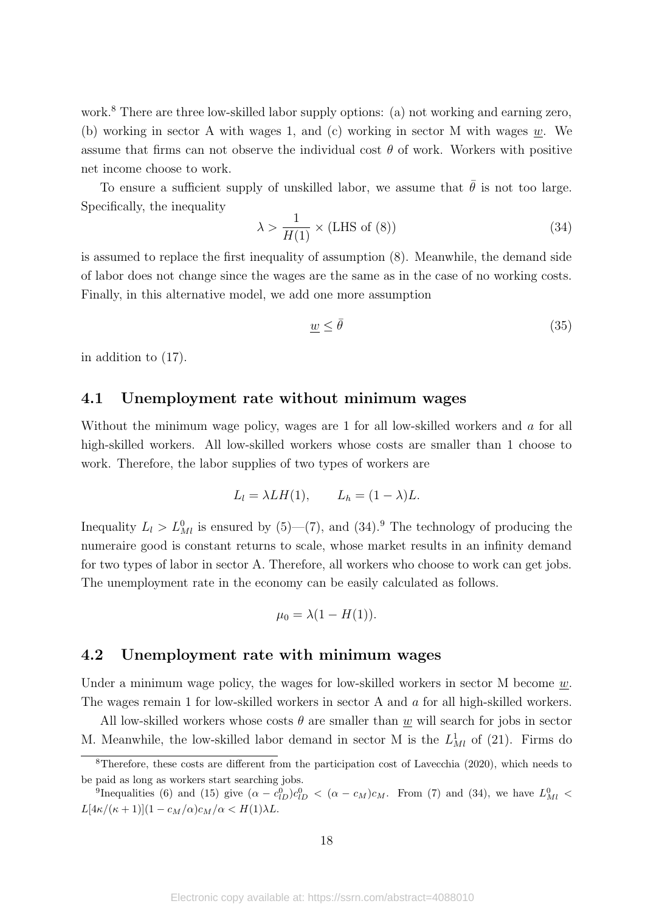work.[8] There are three low-skilled labor supply options: (a) not working and earning zero, (b) working in sector A with wages 1, and (c) working in sector M with wages $\underline{w}$. We assume that firms can not observe the individual cost $\theta$ of work. Workers with positive net income choose to work.

To ensure a sufficient supply of unskilled labor, we assume that $\bar{\theta}$ is not too large. Specifically, the inequality

$$\lambda > \frac{1}{H(1)} \times (\text{LHS of (8)}) \tag{34}$$

is assumed to replace the first inequality of assumption (8). Meanwhile, the demand side of labor does not change since the wages are the same as in the case of no working costs. Finally, in this alternative model, we add one more assumption

$$\underline{w} \leq \bar{\theta} \tag{35}$$

in addition to (17).

## 4.1 Unemployment rate without minimum wages

Without the minimum wage policy, wages are 1 for all low-skilled workers and $a$ for all high-skilled workers. All low-skilled workers whose costs are smaller than 1 choose to work. Therefore, the labor supplies of two types of workers are

$$L_l = \lambda L H(1), \qquad L_h = (1-\lambda)L.$$

Inequality $L_l > L_{Ml}^0$ is ensured by (5)—(7), and (34).[9] The technology of producing the numeraire good is constant returns to scale, whose market results in an infinity demand for two types of labor in sector A. Therefore, all workers who choose to work can get jobs. The unemployment rate in the economy can be easily calculated as follows.

$$\mu_0 = \lambda(1 - H(1)).$$

## 4.2 Unemployment rate with minimum wages

Under a minimum wage policy, the wages for low-skilled workers in sector M become $\underline{w}$. The wages remain 1 for low-skilled workers in sector A and $a$ for all high-skilled workers.

All low-skilled workers whose costs $\theta$ are smaller than $\underline{w}$ will search for jobs in sector M. Meanwhile, the low-skilled labor demand in sector M is the $L_{Ml}^1$ of (21). Firms do

---

[8] Therefore, these costs are different from the participation cost of Lavecchia (2020), which needs to be paid as long as workers start searching jobs.

[9] Inequalities (6) and (15) give $(\alpha - c_{lD}^0)c_{lD}^0 < (\alpha - c_M)c_M$. From (7) and (34), we have $L_{Ml}^0 < L[4\kappa/(\kappa+1)](1 - c_M/\alpha)c_M/\alpha < H(1)\lambda L$.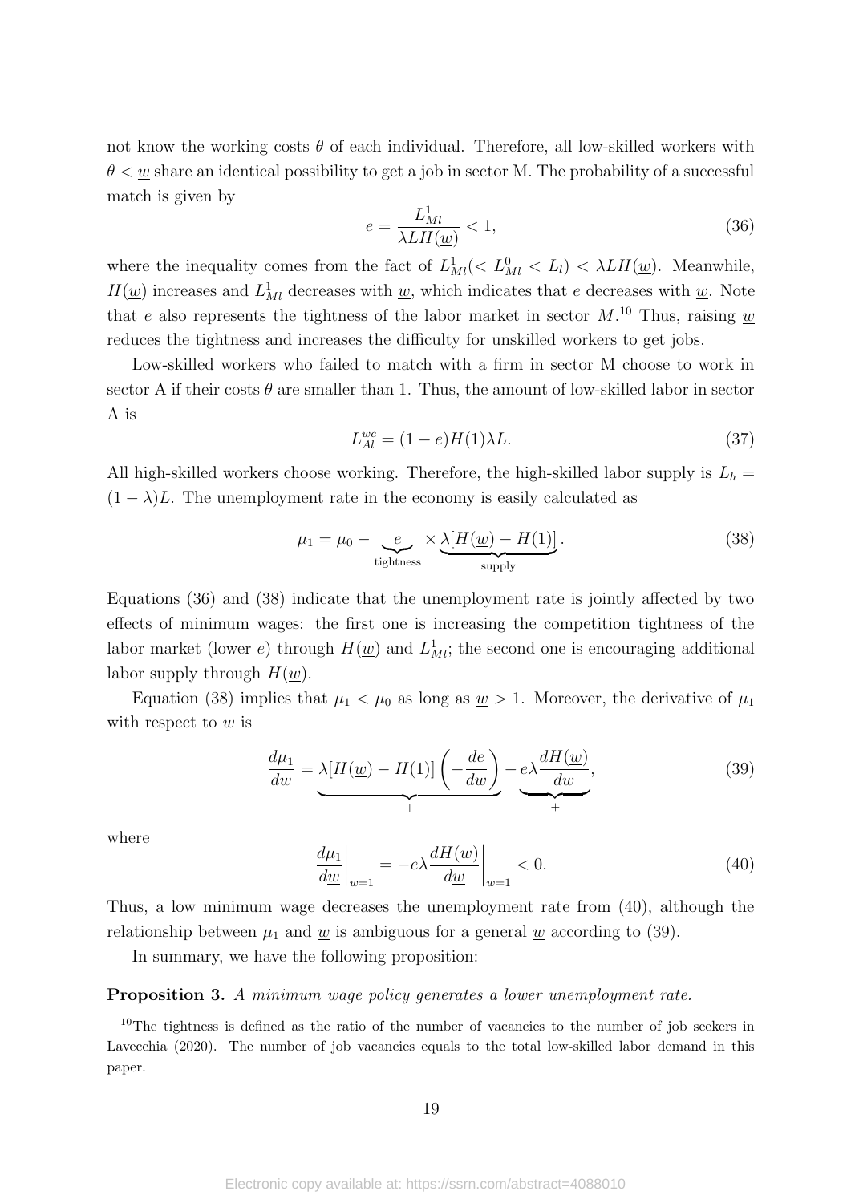not know the working costs $\theta$ of each individual. Therefore, all low-skilled workers with $\theta < \underline{w}$ share an identical possibility to get a job in sector M. The probability of a successful match is given by

$$e = \frac{L_{Ml}^1}{\lambda L H(\underline{w})} < 1, \tag{36}$$

where the inequality comes from the fact of $L_{Ml}^1 (< L_{Ml}^0 < L_l) < \lambda L H(\underline{w})$. Meanwhile, $H(\underline{w})$ increases and $L_{Ml}^1$ decreases with $\underline{w}$, which indicates that $e$ decreases with $\underline{w}$. Note that $e$ also represents the tightness of the labor market in sector $M$.[10] Thus, raising $\underline{w}$ reduces the tightness and increases the difficulty for unskilled workers to get jobs.

Low-skilled workers who failed to match with a firm in sector M choose to work in sector A if their costs $\theta$ are smaller than 1. Thus, the amount of low-skilled labor in sector A is

$$L_{Al}^{wc} = (1-e)H(1)\lambda L. \tag{37}$$

All high-skilled workers choose working. Therefore, the high-skilled labor supply is $L_h = (1-\lambda)L$. The unemployment rate in the economy is easily calculated as

$$\mu_1 = \mu_0 - \underbrace{e}_{\text{tightness}} \times \underbrace{\lambda[H(\underline{w}) - H(1)]}_{\text{supply}}. \tag{38}$$

Equations (36) and (38) indicate that the unemployment rate is jointly affected by two effects of minimum wages: the first one is increasing the competition tightness of the labor market (lower $e$) through $H(\underline{w})$ and $L_{Ml}^1$; the second one is encouraging additional labor supply through $H(\underline{w})$.

Equation (38) implies that $\mu_1 < \mu_0$ as long as $\underline{w} > 1$. Moreover, the derivative of $\mu_1$ with respect to $\underline{w}$ is

$$\frac{d\mu_1}{d\underline{w}} = \underbrace{\lambda[H(\underline{w}) - H(1)]\left(-\frac{de}{d\underline{w}}\right)}_{+} - \underbrace{e\lambda\frac{dH(\underline{w})}{d\underline{w}}}_{+}, \tag{39}$$

where

$$\left.\frac{d\mu_1}{d\underline{w}}\right|_{\underline{w}=1} = -e\lambda \left.\frac{dH(\underline{w})}{d\underline{w}}\right|_{\underline{w}=1} < 0. \tag{40}$$

Thus, a low minimum wage decreases the unemployment rate from (40), although the relationship between $\mu_1$ and $\underline{w}$ is ambiguous for a general $\underline{w}$ according to (39).

In summary, we have the following proposition:

**Proposition 3.** *A minimum wage policy generates a lower unemployment rate.*

[10] The tightness is defined as the ratio of the number of vacancies to the number of job seekers in Lavecchia (2020). The number of job vacancies equals to the total low-skilled labor demand in this paper.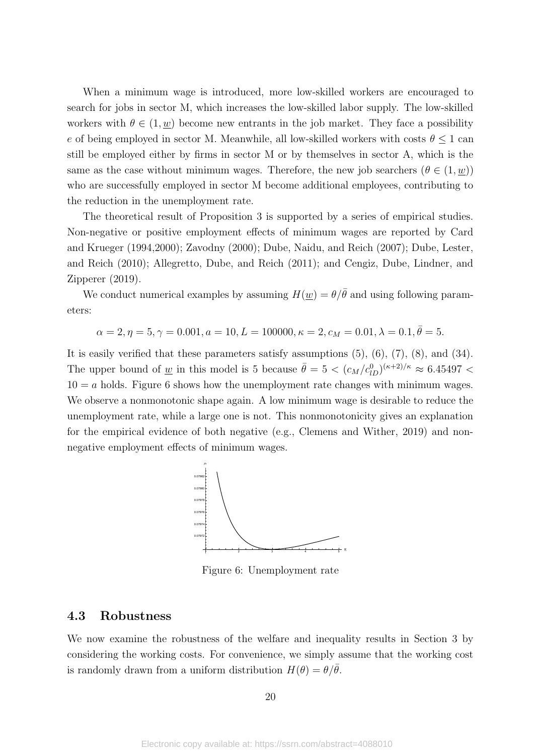When a minimum wage is introduced, more low-skilled workers are encouraged to search for jobs in sector M, which increases the low-skilled labor supply. The low-skilled workers with $\theta \in (1, \underline{w})$ become new entrants in the job market. They face a possibility $e$ of being employed in sector M. Meanwhile, all low-skilled workers with costs $\theta \leq 1$ can still be employed either by firms in sector M or by themselves in sector A, which is the same as the case without minimum wages. Therefore, the new job searchers ($\theta \in (1, \underline{w})$) who are successfully employed in sector M become additional employees, contributing to the reduction in the unemployment rate.

The theoretical result of Proposition 3 is supported by a series of empirical studies. Non-negative or positive employment effects of minimum wages are reported by Card and Krueger (1994,2000); Zavodny (2000); Dube, Naidu, and Reich (2007); Dube, Lester, and Reich (2010); Allegretto, Dube, and Reich (2011); and Cengiz, Dube, Lindner, and Zipperer (2019).

We conduct numerical examples by assuming $H(\underline{w}) = \theta/\bar{\theta}$ and using following parameters:

$$\alpha = 2, \eta = 5, \gamma = 0.001, a = 10, L = 100000, \kappa = 2, c_M = 0.01, \lambda = 0.1, \bar{\theta} = 5.$$

It is easily verified that these parameters satisfy assumptions (5), (6), (7), (8), and (34). The upper bound of $\underline{w}$ in this model is 5 because $\bar{\theta} = 5 < (c_M/c_{lD}^0)^{(\kappa+2)/\kappa} \approx 6.45497 < 10 = a$ holds. Figure 6 shows how the unemployment rate changes with minimum wages. We observe a nonmonotonic shape again. A low minimum wage is desirable to reduce the unemployment rate, while a large one is not. This nonmonotonicity gives an explanation for the empirical evidence of both negative (e.g., Clemens and Wither, 2019) and non-negative employment effects of minimum wages.

Figure 6: Unemployment rate

### 4.3 Robustness

We now examine the robustness of the welfare and inequality results in Section 3 by considering the working costs. For convenience, we simply assume that the working cost is randomly drawn from a uniform distribution $H(\theta) = \theta/\bar{\theta}$.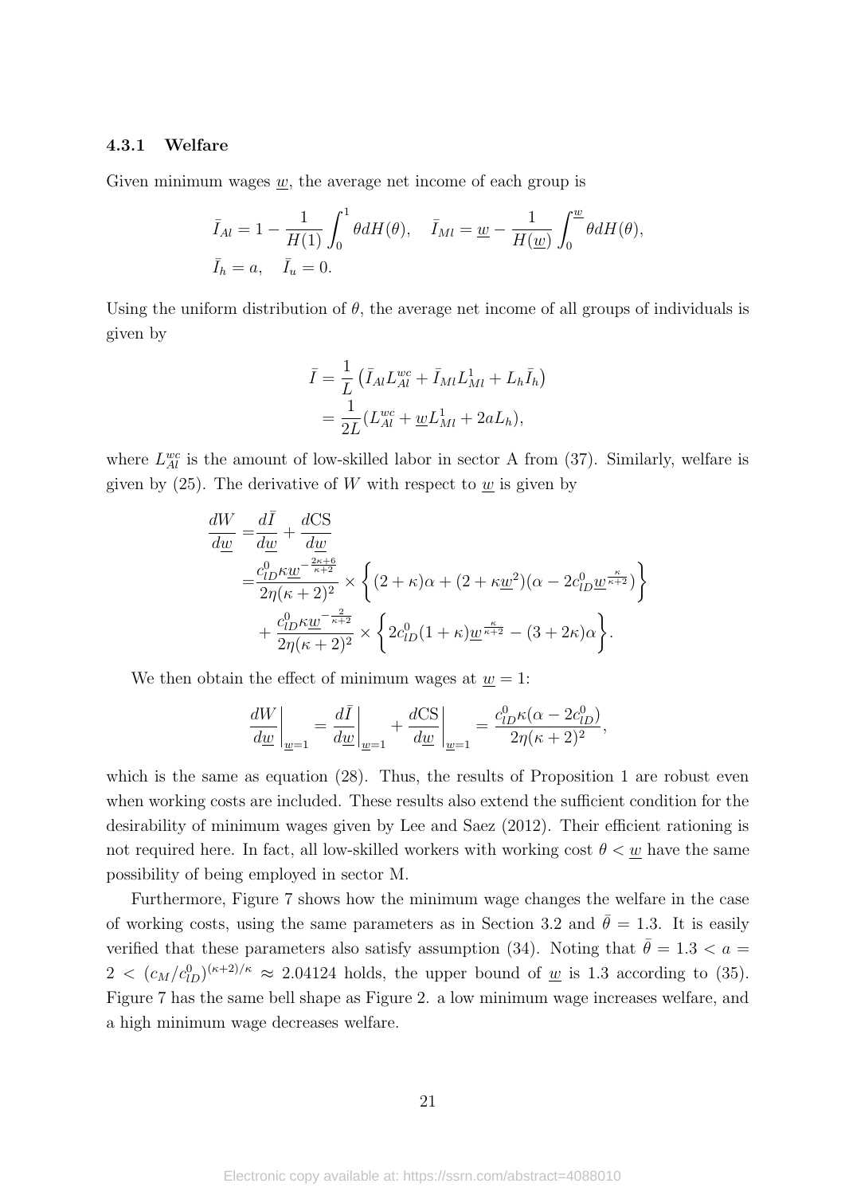### 4.3.1 Welfare

Given minimum wages $\underline{w}$, the average net income of each group is

$$\bar{I}_{Al} = 1 - \frac{1}{H(1)}\int_0^1 \theta dH(\theta), \quad \bar{I}_{Ml} = \underline{w} - \frac{1}{H(\underline{w})}\int_0^{\underline{w}} \theta dH(\theta),$$
$$\bar{I}_h = a, \quad \bar{I}_u = 0.$$

Using the uniform distribution of $\theta$, the average net income of all groups of individuals is given by

$$\begin{aligned}\bar{I} &= \frac{1}{L}\left(\bar{I}_{Al}L_{Al}^{wc} + \bar{I}_{Ml}L_{Ml}^{1} + L_h\bar{I}_h\right)\\ &= \frac{1}{2L}(L_{Al}^{wc} + \underline{w}L_{Ml}^{1} + 2aL_h),\end{aligned}$$

where $L_{Al}^{wc}$ is the amount of low-skilled labor in sector A from (37). Similarly, welfare is given by (25). The derivative of $W$ with respect to $\underline{w}$ is given by

$$\begin{aligned}\frac{dW}{d\underline{w}} =& \frac{d\bar{I}}{d\underline{w}} + \frac{d\text{CS}}{d\underline{w}}\\ =& \frac{c_{lD}^0 \kappa \underline{w}^{-\frac{2\kappa+6}{\kappa+2}}}{2\eta(\kappa+2)^2} \times \left\{(2+\kappa)\alpha + (2+\kappa\underline{w}^2)(\alpha - 2c_{lD}^0\underline{w}^{\frac{\kappa}{\kappa+2}})\right\}\\ &+ \frac{c_{lD}^0 \kappa \underline{w}^{-\frac{2}{\kappa+2}}}{2\eta(\kappa+2)^2} \times \left\{2c_{lD}^0(1+\kappa)\underline{w}^{\frac{\kappa}{\kappa+2}} - (3+2\kappa)\alpha\right\}.\end{aligned}$$

We then obtain the effect of minimum wages at $\underline{w} = 1$:

$$\left.\frac{dW}{d\underline{w}}\right|_{\underline{w}=1} = \left.\frac{d\bar{I}}{d\underline{w}}\right|_{\underline{w}=1} + \left.\frac{d\text{CS}}{d\underline{w}}\right|_{\underline{w}=1} = \frac{c_{lD}^0\kappa(\alpha - 2c_{lD}^0)}{2\eta(\kappa+2)^2},$$

which is the same as equation (28). Thus, the results of Proposition 1 are robust even when working costs are included. These results also extend the sufficient condition for the desirability of minimum wages given by Lee and Saez (2012). Their efficient rationing is not required here. In fact, all low-skilled workers with working cost $\theta < \underline{w}$ have the same possibility of being employed in sector M.

Furthermore, Figure 7 shows how the minimum wage changes the welfare in the case of working costs, using the same parameters as in Section 3.2 and $\bar{\theta} = 1.3$. It is easily verified that these parameters also satisfy assumption (34). Noting that $\bar{\theta} = 1.3 < a = 2 < (c_M/c_{lD}^0)^{(\kappa+2)/\kappa} \approx 2.04124$ holds, the upper bound of $\underline{w}$ is 1.3 according to (35). Figure 7 has the same bell shape as Figure 2. a low minimum wage increases welfare, and a high minimum wage decreases welfare.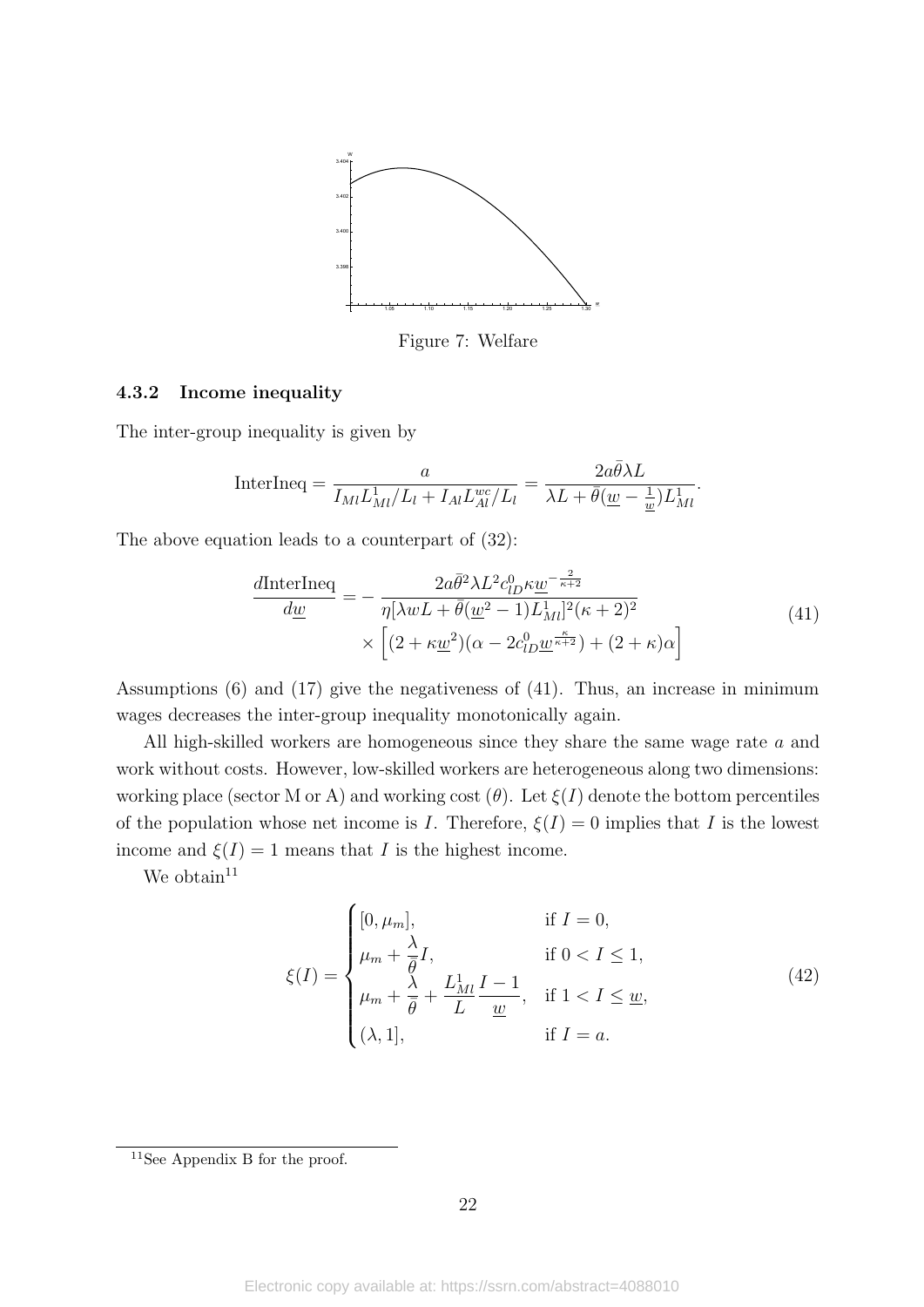Figure 7: Welfare

### 4.3.2 Income inequality

The inter-group inequality is given by

$$\text{InterIneq} = \frac{a}{I_{Ml}L^1_{Ml}/L_l + I_{Al}L^{wc}_{Al}/L_l} = \frac{2a\bar{\theta}\lambda L}{\lambda L + \bar{\theta}(\underline{w} - \frac{1}{\underline{w}})L^1_{Ml}}.$$

The above equation leads to a counterpart of (32):

$$\begin{aligned}\frac{d\text{InterIneq}}{d\underline{w}} = &- \frac{2a\bar{\theta}^2\lambda L^2 c^0_{lD}\kappa \underline{w}^{-\frac{2}{\kappa+2}}}{\eta[\lambda w L + \bar{\theta}(\underline{w}^2 - 1)L^1_{Ml}]^2(\kappa+2)^2} \\ &\times \left[(2 + \kappa\underline{w}^2)(\alpha - 2c^0_{lD}\underline{w}^{\frac{\kappa}{\kappa+2}}) + (2+\kappa)\alpha\right]\end{aligned} \tag{41}$$

Assumptions (6) and (17) give the negativeness of (41). Thus, an increase in minimum wages decreases the inter-group inequality monotonically again.

All high-skilled workers are homogeneous since they share the same wage rate $a$ and work without costs. However, low-skilled workers are heterogeneous along two dimensions: working place (sector M or A) and working cost ($\theta$). Let $\xi(I)$ denote the bottom percentiles of the population whose net income is $I$. Therefore, $\xi(I) = 0$ implies that $I$ is the lowest income and $\xi(I) = 1$ means that $I$ is the highest income.

We obtain[11]

$$\xi(I) = \begin{cases} [0, \mu_m], & \text{if } I = 0, \\ \mu_m + \dfrac{\lambda}{\bar{\theta}}I, & \text{if } 0 < I \leq 1, \\ \mu_m + \dfrac{\lambda}{\bar{\theta}} + \dfrac{L^1_{Ml}}{L}\dfrac{I-1}{\underline{w}}, & \text{if } 1 < I \leq \underline{w}, \\ (\lambda, 1], & \text{if } I = a. \end{cases} \tag{42}$$

[11] See Appendix B for the proof.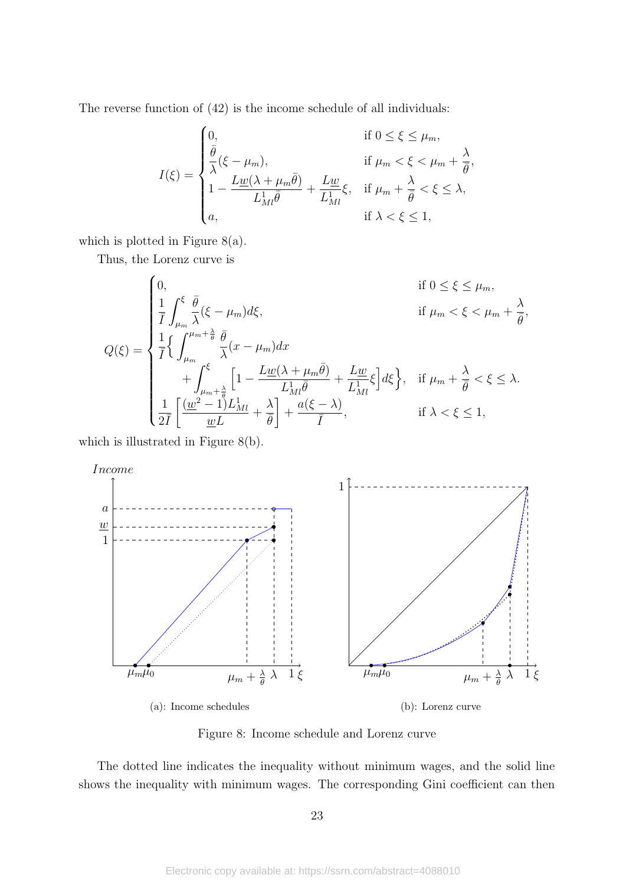The reverse function of (42) is the income schedule of all individuals:

$$
I(\xi) = \begin{cases} 0, & \text{if } 0 \le \xi \le \mu_m, \\ \dfrac{\bar{\theta}}{\lambda}(\xi - \mu_m), & \text{if } \mu_m < \xi < \mu_m + \dfrac{\lambda}{\bar{\theta}}, \\ 1 - \dfrac{L\underline{w}(\lambda + \mu_m\bar{\theta})}{L^1_{Ml}\bar{\theta}} + \dfrac{L\underline{w}}{L^1_{Ml}}\xi, & \text{if } \mu_m + \dfrac{\lambda}{\bar{\theta}} < \xi \le \lambda, \\ a, & \text{if } \lambda < \xi \le 1, \end{cases}
$$

which is plotted in Figure 8(a).

Thus, the Lorenz curve is

$$
Q(\xi) = \begin{cases} 0, & \text{if } 0 \le \xi \le \mu_m, \\ \dfrac{1}{\bar{I}}\displaystyle\int_{\mu_m}^{\xi} \dfrac{\bar{\theta}}{\lambda}(\xi - \mu_m)d\xi, & \text{if } \mu_m < \xi < \mu_m + \dfrac{\lambda}{\bar{\theta}}, \\ \dfrac{1}{\bar{I}}\Big\{ \displaystyle\int_{\mu_m}^{\mu_m + \frac{\lambda}{\bar{\theta}}} \dfrac{\bar{\theta}}{\lambda}(x - \mu_m)dx & \\ \qquad + \displaystyle\int_{\mu_m + \frac{\lambda}{\bar{\theta}}}^{\xi} \Big[1 - \dfrac{L\underline{w}(\lambda + \mu_m\bar{\theta})}{L^1_{Ml}\bar{\theta}} + \dfrac{L\underline{w}}{L^1_{Ml}}\xi\Big]d\xi\Big\}, & \text{if } \mu_m + \dfrac{\lambda}{\bar{\theta}} < \xi \le \lambda. \\ \dfrac{1}{2\bar{I}}\left[\dfrac{(\underline{w}^2 - 1)L^1_{Ml}}{\underline{w}L} + \dfrac{\lambda}{\bar{\theta}}\right] + \dfrac{a(\xi - \lambda)}{\bar{I}}, & \text{if } \lambda < \xi \le 1, \end{cases}
$$

which is illustrated in Figure 8(b).

(a): Income schedules

(b): Lorenz curve

Figure 8: Income schedule and Lorenz curve

The dotted line indicates the inequality without minimum wages, and the solid line shows the inequality with minimum wages. The corresponding Gini coefficient can then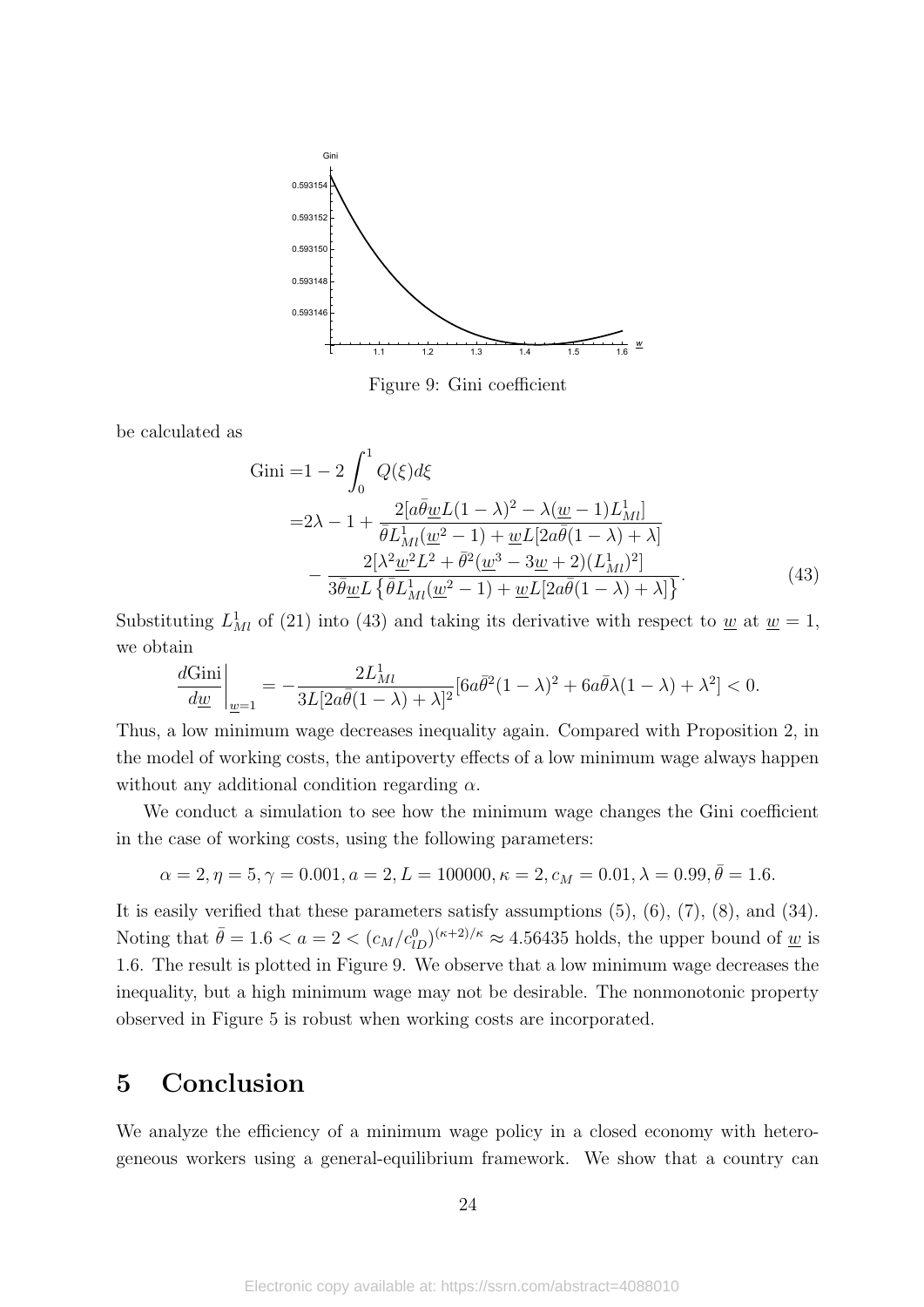Figure 9: Gini coefficient

be calculated as

$$
\begin{aligned}
\text{Gini} =& 1 - 2\int_0^1 Q(\xi)d\xi \\
=& 2\lambda - 1 + \frac{2[a\bar{\theta}\underline{w}L(1-\lambda)^2 - \lambda(\underline{w}-1)L_{Ml}^1]}{\bar{\theta}L_{Ml}^1(\underline{w}^2-1) + \underline{w}L[2a\bar{\theta}(1-\lambda)+\lambda]} \\
& - \frac{2[\lambda^2\underline{w}^2L^2 + \bar{\theta}^2(\underline{w}^3 - 3\underline{w} + 2)(L_{Ml}^1)^2]}{3\bar{\theta}\underline{w}L\left\{\bar{\theta}L_{Ml}^1(\underline{w}^2-1) + \underline{w}L[2a\bar{\theta}(1-\lambda)+\lambda]\right\}}.
\end{aligned}
\tag{43}
$$

Substituting $L_{Ml}^1$ of (21) into (43) and taking its derivative with respect to $\underline{w}$ at $\underline{w} = 1$, we obtain

$$
\left.\frac{d\text{Gini}}{d\underline{w}}\right|_{\underline{w}=1} = -\frac{2L_{Ml}^1}{3L[2a\bar{\theta}(1-\lambda)+\lambda]^2}[6a\bar{\theta}^2(1-\lambda)^2 + 6a\bar{\theta}\lambda(1-\lambda) + \lambda^2] < 0.
$$

Thus, a low minimum wage decreases inequality again. Compared with Proposition 2, in the model of working costs, the antipoverty effects of a low minimum wage always happen without any additional condition regarding $\alpha$.

We conduct a simulation to see how the minimum wage changes the Gini coefficient in the case of working costs, using the following parameters:

$$
\alpha = 2, \eta = 5, \gamma = 0.001, a = 2, L = 100000, \kappa = 2, c_M = 0.01, \lambda = 0.99, \bar{\theta} = 1.6.
$$

It is easily verified that these parameters satisfy assumptions (5), (6), (7), (8), and (34). Noting that $\bar{\theta} = 1.6 < a = 2 < (c_M/c_{lD}^0)^{(\kappa+2)/\kappa} \approx 4.56435$ holds, the upper bound of $\underline{w}$ is 1.6. The result is plotted in Figure 9. We observe that a low minimum wage decreases the inequality, but a high minimum wage may not be desirable. The nonmonotonic property observed in Figure 5 is robust when working costs are incorporated.

# 5 Conclusion

We analyze the efficiency of a minimum wage policy in a closed economy with heterogeneous workers using a general-equilibrium framework. We show that a country can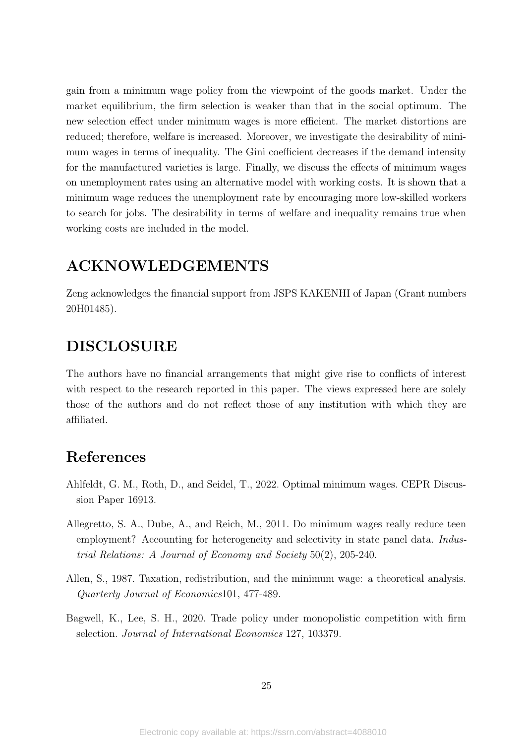gain from a minimum wage policy from the viewpoint of the goods market. Under the market equilibrium, the firm selection is weaker than that in the social optimum. The new selection effect under minimum wages is more efficient. The market distortions are reduced; therefore, welfare is increased. Moreover, we investigate the desirability of minimum wages in terms of inequality. The Gini coefficient decreases if the demand intensity for the manufactured varieties is large. Finally, we discuss the effects of minimum wages on unemployment rates using an alternative model with working costs. It is shown that a minimum wage reduces the unemployment rate by encouraging more low-skilled workers to search for jobs. The desirability in terms of welfare and inequality remains true when working costs are included in the model.

# ACKNOWLEDGEMENTS

Zeng acknowledges the financial support from JSPS KAKENHI of Japan (Grant numbers 20H01485).

# DISCLOSURE

The authors have no financial arrangements that might give rise to conflicts of interest with respect to the research reported in this paper. The views expressed here are solely those of the authors and do not reflect those of any institution with which they are affiliated.

# References

Ahlfeldt, G. M., Roth, D., and Seidel, T., 2022. Optimal minimum wages. CEPR Discussion Paper 16913.

Allegretto, S. A., Dube, A., and Reich, M., 2011. Do minimum wages really reduce teen employment? Accounting for heterogeneity and selectivity in state panel data. *Industrial Relations: A Journal of Economy and Society* 50(2), 205-240.

Allen, S., 1987. Taxation, redistribution, and the minimum wage: a theoretical analysis. *Quarterly Journal of Economics*101, 477-489.

Bagwell, K., Lee, S. H., 2020. Trade policy under monopolistic competition with firm selection. *Journal of International Economics* 127, 103379.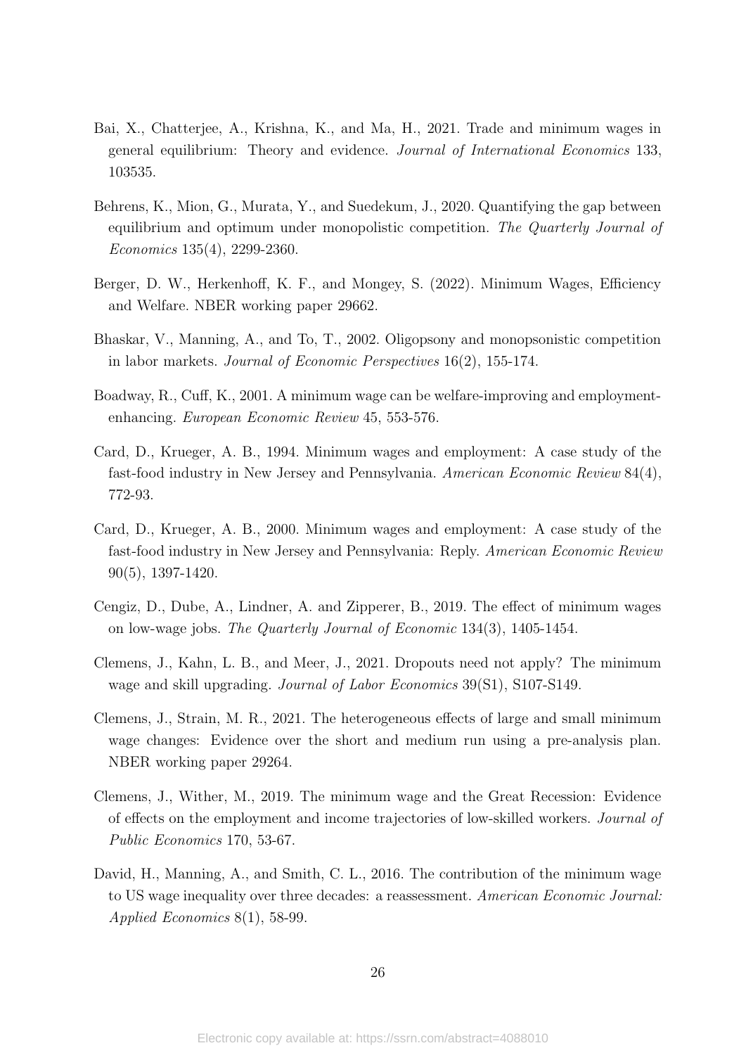Bai, X., Chatterjee, A., Krishna, K., and Ma, H., 2021. Trade and minimum wages in general equilibrium: Theory and evidence. *Journal of International Economics* 133, 103535.

Behrens, K., Mion, G., Murata, Y., and Suedekum, J., 2020. Quantifying the gap between equilibrium and optimum under monopolistic competition. *The Quarterly Journal of Economics* 135(4), 2299-2360.

Berger, D. W., Herkenhoff, K. F., and Mongey, S. (2022). Minimum Wages, Efficiency and Welfare. NBER working paper 29662.

Bhaskar, V., Manning, A., and To, T., 2002. Oligopsony and monopsonistic competition in labor markets. *Journal of Economic Perspectives* 16(2), 155-174.

Boadway, R., Cuff, K., 2001. A minimum wage can be welfare-improving and employment-enhancing. *European Economic Review* 45, 553-576.

Card, D., Krueger, A. B., 1994. Minimum wages and employment: A case study of the fast-food industry in New Jersey and Pennsylvania. *American Economic Review* 84(4), 772-93.

Card, D., Krueger, A. B., 2000. Minimum wages and employment: A case study of the fast-food industry in New Jersey and Pennsylvania: Reply. *American Economic Review* 90(5), 1397-1420.

Cengiz, D., Dube, A., Lindner, A. and Zipperer, B., 2019. The effect of minimum wages on low-wage jobs. *The Quarterly Journal of Economic* 134(3), 1405-1454.

Clemens, J., Kahn, L. B., and Meer, J., 2021. Dropouts need not apply? The minimum wage and skill upgrading. *Journal of Labor Economics* 39(S1), S107-S149.

Clemens, J., Strain, M. R., 2021. The heterogeneous effects of large and small minimum wage changes: Evidence over the short and medium run using a pre-analysis plan. NBER working paper 29264.

Clemens, J., Wither, M., 2019. The minimum wage and the Great Recession: Evidence of effects on the employment and income trajectories of low-skilled workers. *Journal of Public Economics* 170, 53-67.

David, H., Manning, A., and Smith, C. L., 2016. The contribution of the minimum wage to US wage inequality over three decades: a reassessment. *American Economic Journal: Applied Economics* 8(1), 58-99.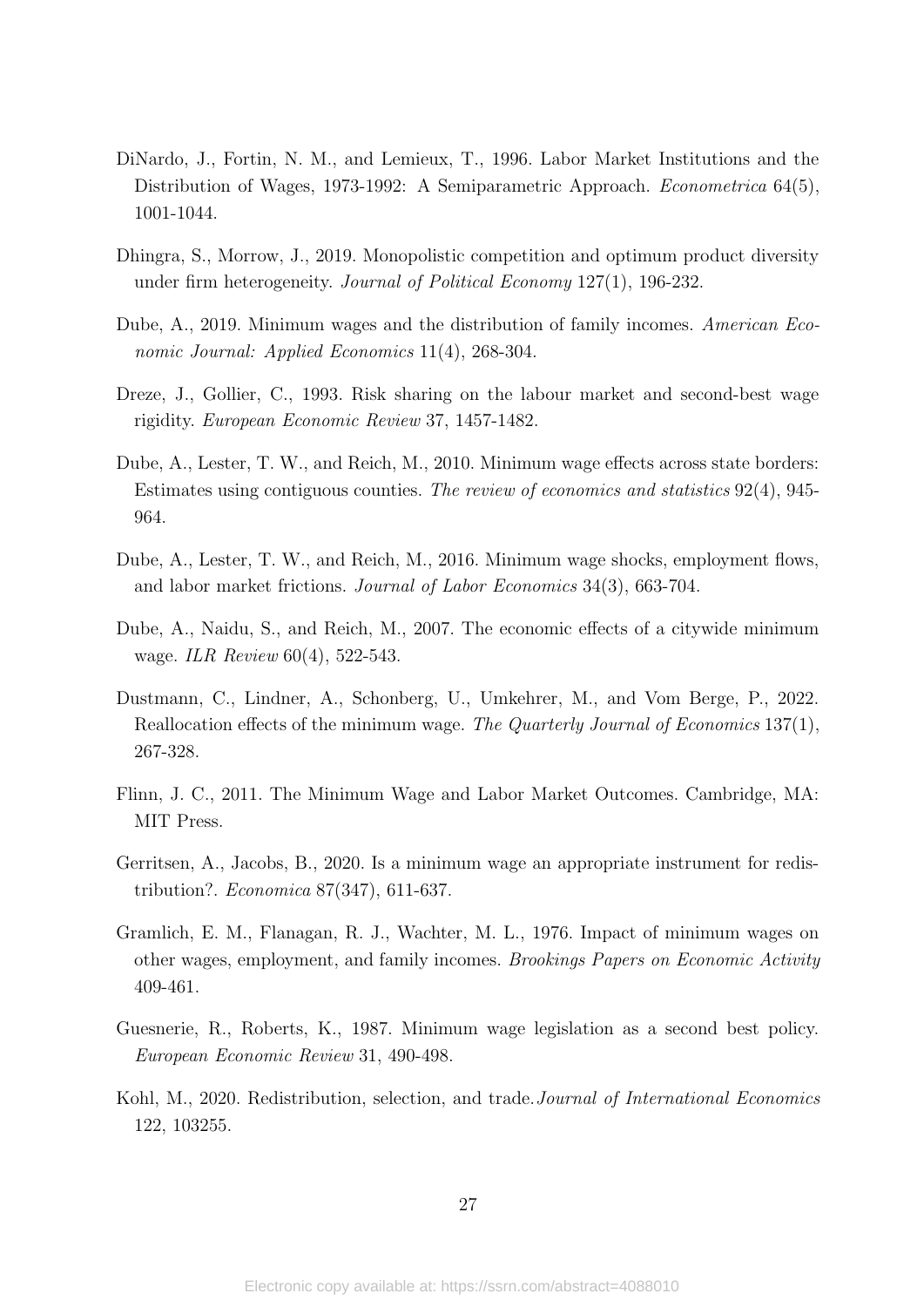DiNardo, J., Fortin, N. M., and Lemieux, T., 1996. Labor Market Institutions and the Distribution of Wages, 1973-1992: A Semiparametric Approach. *Econometrica* 64(5), 1001-1044.

Dhingra, S., Morrow, J., 2019. Monopolistic competition and optimum product diversity under firm heterogeneity. *Journal of Political Economy* 127(1), 196-232.

Dube, A., 2019. Minimum wages and the distribution of family incomes. *American Economic Journal: Applied Economics* 11(4), 268-304.

Dreze, J., Gollier, C., 1993. Risk sharing on the labour market and second-best wage rigidity. *European Economic Review* 37, 1457-1482.

Dube, A., Lester, T. W., and Reich, M., 2010. Minimum wage effects across state borders: Estimates using contiguous counties. *The review of economics and statistics* 92(4), 945-964.

Dube, A., Lester, T. W., and Reich, M., 2016. Minimum wage shocks, employment flows, and labor market frictions. *Journal of Labor Economics* 34(3), 663-704.

Dube, A., Naidu, S., and Reich, M., 2007. The economic effects of a citywide minimum wage. *ILR Review* 60(4), 522-543.

Dustmann, C., Lindner, A., Schonberg, U., Umkehrer, M., and Vom Berge, P., 2022. Reallocation effects of the minimum wage. *The Quarterly Journal of Economics* 137(1), 267-328.

Flinn, J. C., 2011. The Minimum Wage and Labor Market Outcomes. Cambridge, MA: MIT Press.

Gerritsen, A., Jacobs, B., 2020. Is a minimum wage an appropriate instrument for redistribution?. *Economica* 87(347), 611-637.

Gramlich, E. M., Flanagan, R. J., Wachter, M. L., 1976. Impact of minimum wages on other wages, employment, and family incomes. *Brookings Papers on Economic Activity* 409-461.

Guesnerie, R., Roberts, K., 1987. Minimum wage legislation as a second best policy. *European Economic Review* 31, 490-498.

Kohl, M., 2020. Redistribution, selection, and trade. *Journal of International Economics* 122, 103255.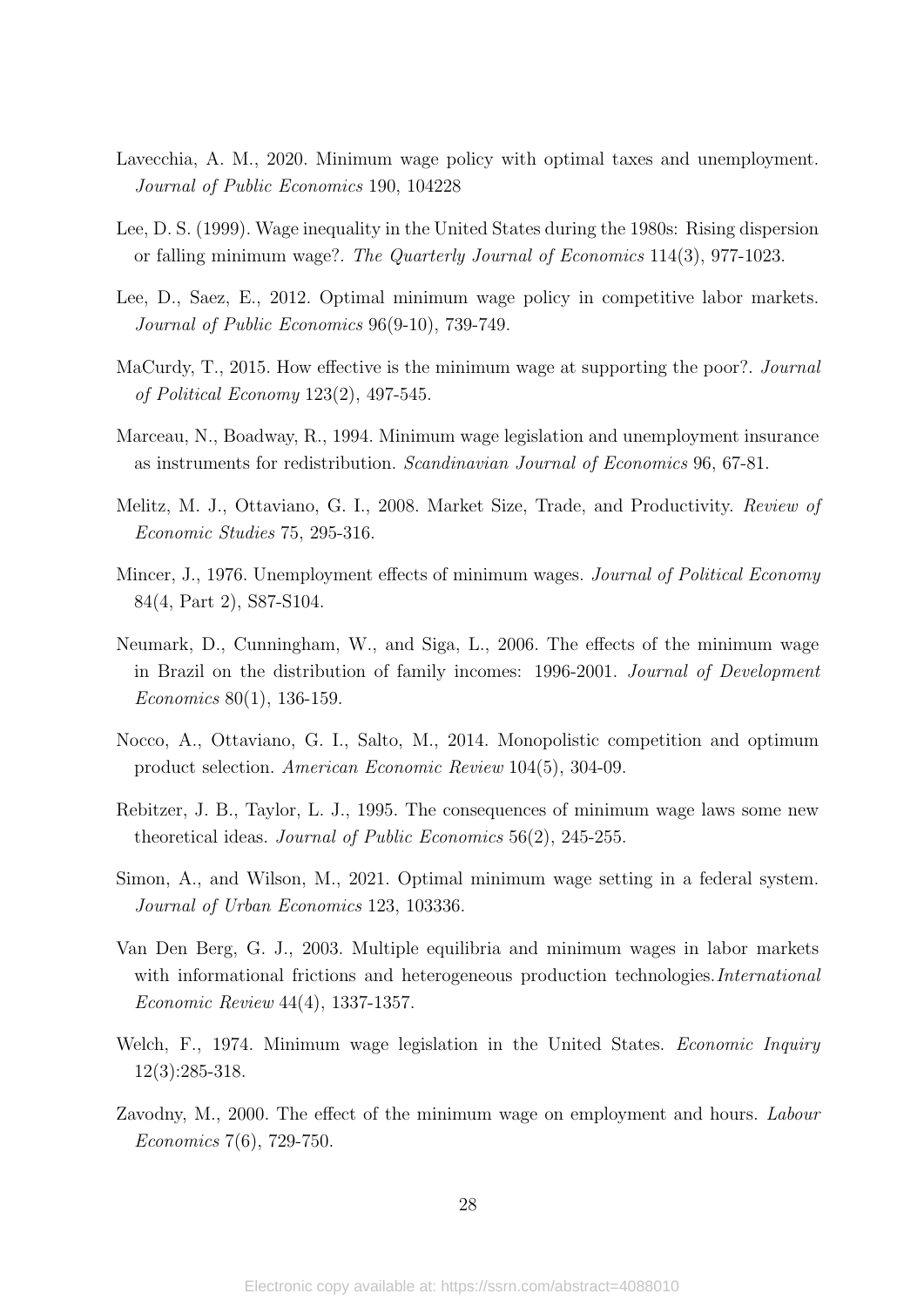Lavecchia, A. M., 2020. Minimum wage policy with optimal taxes and unemployment. *Journal of Public Economics* 190, 104228

Lee, D. S. (1999). Wage inequality in the United States during the 1980s: Rising dispersion or falling minimum wage?. *The Quarterly Journal of Economics* 114(3), 977-1023.

Lee, D., Saez, E., 2012. Optimal minimum wage policy in competitive labor markets. *Journal of Public Economics* 96(9-10), 739-749.

MaCurdy, T., 2015. How effective is the minimum wage at supporting the poor?. *Journal of Political Economy* 123(2), 497-545.

Marceau, N., Boadway, R., 1994. Minimum wage legislation and unemployment insurance as instruments for redistribution. *Scandinavian Journal of Economics* 96, 67-81.

Melitz, M. J., Ottaviano, G. I., 2008. Market Size, Trade, and Productivity. *Review of Economic Studies* 75, 295-316.

Mincer, J., 1976. Unemployment effects of minimum wages. *Journal of Political Economy* 84(4, Part 2), S87-S104.

Neumark, D., Cunningham, W., and Siga, L., 2006. The effects of the minimum wage in Brazil on the distribution of family incomes: 1996-2001. *Journal of Development Economics* 80(1), 136-159.

Nocco, A., Ottaviano, G. I., Salto, M., 2014. Monopolistic competition and optimum product selection. *American Economic Review* 104(5), 304-09.

Rebitzer, J. B., Taylor, L. J., 1995. The consequences of minimum wage laws some new theoretical ideas. *Journal of Public Economics* 56(2), 245-255.

Simon, A., and Wilson, M., 2021. Optimal minimum wage setting in a federal system. *Journal of Urban Economics* 123, 103336.

Van Den Berg, G. J., 2003. Multiple equilibria and minimum wages in labor markets with informational frictions and heterogeneous production technologies. *International Economic Review* 44(4), 1337-1357.

Welch, F., 1974. Minimum wage legislation in the United States. *Economic Inquiry* 12(3):285-318.

Zavodny, M., 2000. The effect of the minimum wage on employment and hours. *Labour Economics* 7(6), 729-750.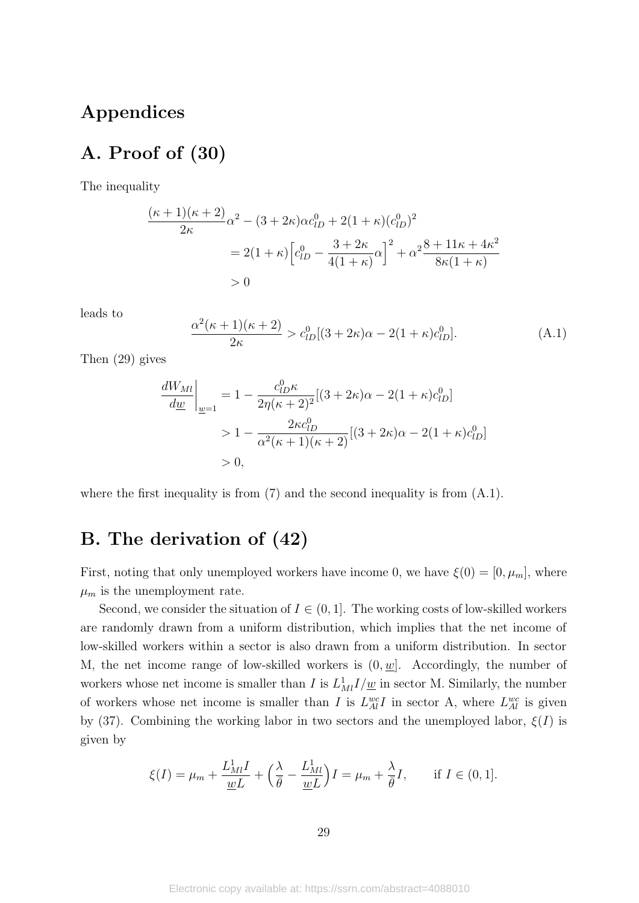# Appendices

## A. Proof of (30)

The inequality

$$
\begin{aligned}
\frac{(\kappa+1)(\kappa+2)}{2\kappa}\alpha^2 - (3+2\kappa)\alpha c_{lD}^0 + 2(1+\kappa)(c_{lD}^0)^2 \\
= 2(1+\kappa)\Big[c_{lD}^0 - \frac{3+2\kappa}{4(1+\kappa)}\alpha\Big]^2 + \alpha^2\frac{8+11\kappa+4\kappa^2}{8\kappa(1+\kappa)} \\
> 0
\end{aligned}
$$

leads to

$$
\frac{\alpha^2(\kappa+1)(\kappa+2)}{2\kappa} > c_{lD}^0[(3+2\kappa)\alpha - 2(1+\kappa)c_{lD}^0]. \tag{A.1}
$$

Then (29) gives

$$
\begin{aligned}
\frac{dW_{Ml}}{d\underline{w}}\bigg|_{\underline{w}=1} &= 1 - \frac{c_{lD}^0\kappa}{2\eta(\kappa+2)^2}[(3+2\kappa)\alpha - 2(1+\kappa)c_{lD}^0] \\
&> 1 - \frac{2\kappa c_{lD}^0}{\alpha^2(\kappa+1)(\kappa+2)}[(3+2\kappa)\alpha - 2(1+\kappa)c_{lD}^0] \\
&> 0,
\end{aligned}
$$

where the first inequality is from (7) and the second inequality is from (A.1).

## B. The derivation of (42)

First, noting that only unemployed workers have income 0, we have $\xi(0) = [0, \mu_m]$, where $\mu_m$ is the unemployment rate.

Second, we consider the situation of $I \in (0, 1]$. The working costs of low-skilled workers are randomly drawn from a uniform distribution, which implies that the net income of low-skilled workers within a sector is also drawn from a uniform distribution. In sector M, the net income range of low-skilled workers is $(0, \underline{w}]$. Accordingly, the number of workers whose net income is smaller than $I$ is $L_{Ml}^1 I/\underline{w}$ in sector M. Similarly, the number of workers whose net income is smaller than $I$ is $L_{Al}^{wc} I$ in sector A, where $L_{Al}^{wc}$ is given by (37). Combining the working labor in two sectors and the unemployed labor, $\xi(I)$ is given by

$$
\xi(I) = \mu_m + \frac{L_{Ml}^1 I}{\underline{w}L} + \Big(\frac{\lambda}{\bar{\theta}} - \frac{L_{Ml}^1}{\underline{w}L}\Big)I = \mu_m + \frac{\lambda}{\bar{\theta}}I, \qquad \text{if } I \in (0, 1].
$$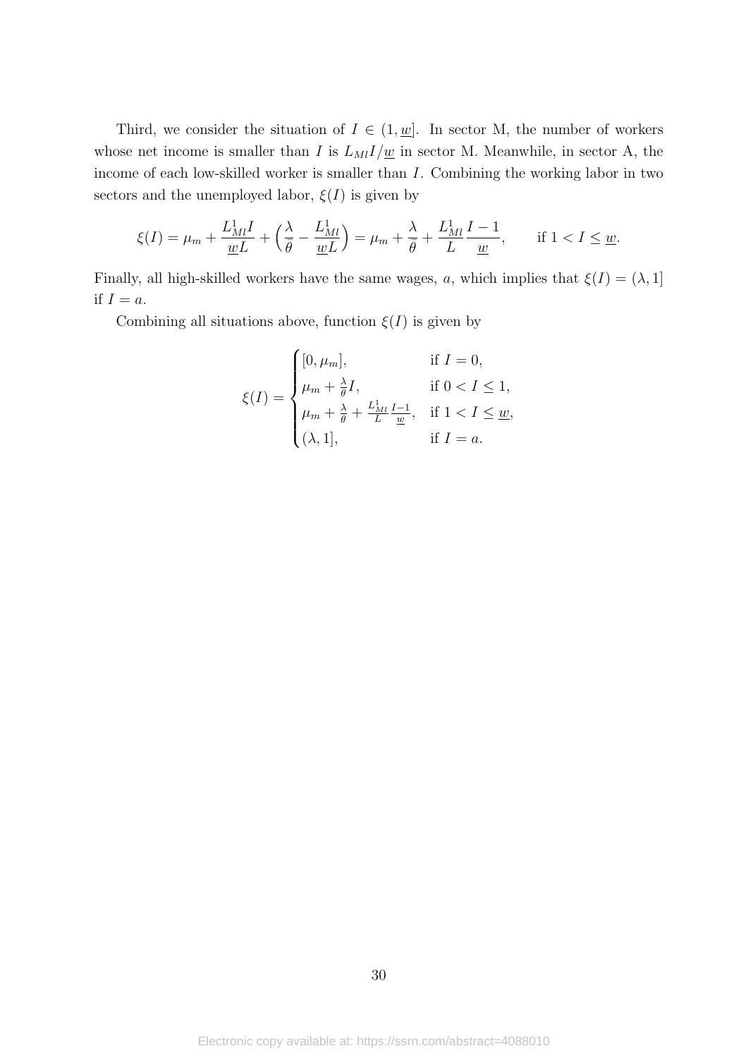Third, we consider the situation of $I \in (1, \underline{w}]$. In sector M, the number of workers whose net income is smaller than $I$ is $L_{Ml}I/\underline{w}$ in sector M. Meanwhile, in sector A, the income of each low-skilled worker is smaller than $I$. Combining the working labor in two sectors and the unemployed labor, $\xi(I)$ is given by

$$\xi(I) = \mu_m + \frac{L^1_{Ml} I}{\underline{w} L} + \Big(\frac{\lambda}{\theta} - \frac{L^1_{Ml}}{\underline{w} L}\Big) = \mu_m + \frac{\lambda}{\theta} + \frac{L^1_{Ml}}{L}\frac{I-1}{\underline{w}}, \qquad \text{if } 1 < I \leq \underline{w}.$$

Finally, all high-skilled workers have the same wages, $a$, which implies that $\xi(I) = (\lambda, 1]$ if $I = a$.

Combining all situations above, function $\xi(I)$ is given by

$$\xi(I) = \begin{cases} [0, \mu_m], & \text{if } I = 0, \\ \mu_m + \frac{\lambda}{\theta} I, & \text{if } 0 < I \leq 1, \\ \mu_m + \frac{\lambda}{\theta} + \frac{L^1_{Ml}}{L}\frac{I-1}{\underline{w}}, & \text{if } 1 < I \leq \underline{w}, \\ (\lambda, 1], & \text{if } I = a. \end{cases}$$